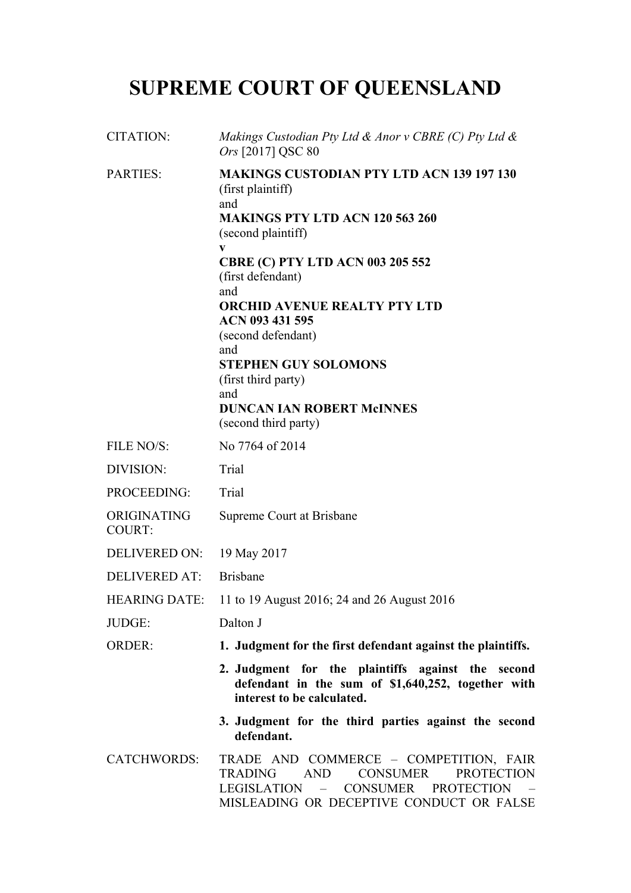# SUPREME COURT OF QUEENSLAND

| | |
|---|---|
| CITATION: | *Makings Custodian Pty Ltd & Anor v CBRE (C) Pty Ltd & Ors* [2017] QSC 80 |
| PARTIES: | **MAKINGS CUSTODIAN PTY LTD ACN 139 197 130**<br>(first plaintiff)<br>and<br>**MAKINGS PTY LTD ACN 120 563 260**<br>(second plaintiff)<br>**v**<br>**CBRE (C) PTY LTD ACN 003 205 552**<br>(first defendant)<br>and<br>**ORCHID AVENUE REALTY PTY LTD ACN 093 431 595**<br>(second defendant)<br>and<br>**STEPHEN GUY SOLOMONS**<br>(first third party)<br>and<br>**DUNCAN IAN ROBERT McINNES**<br>(second third party) |
| FILE NO/S: | No 7764 of 2014 |
| DIVISION: | Trial |
| PROCEEDING: | Trial |
| ORIGINATING COURT: | Supreme Court at Brisbane |
| DELIVERED ON: | 19 May 2017 |
| DELIVERED AT: | Brisbane |
| HEARING DATE: | 11 to 19 August 2016; 24 and 26 August 2016 |
| JUDGE: | Dalton J |
| ORDER: | **1. Judgment for the first defendant against the plaintiffs.**<br>**2. Judgment for the plaintiffs against the second defendant in the sum of $1,640,252, together with interest to be calculated.**<br>**3. Judgment for the third parties against the second defendant.** |
| CATCHWORDS: | TRADE AND COMMERCE – COMPETITION, FAIR TRADING AND CONSUMER PROTECTION LEGISLATION – CONSUMER PROTECTION – MISLEADING OR DECEPTIVE CONDUCT OR FALSE |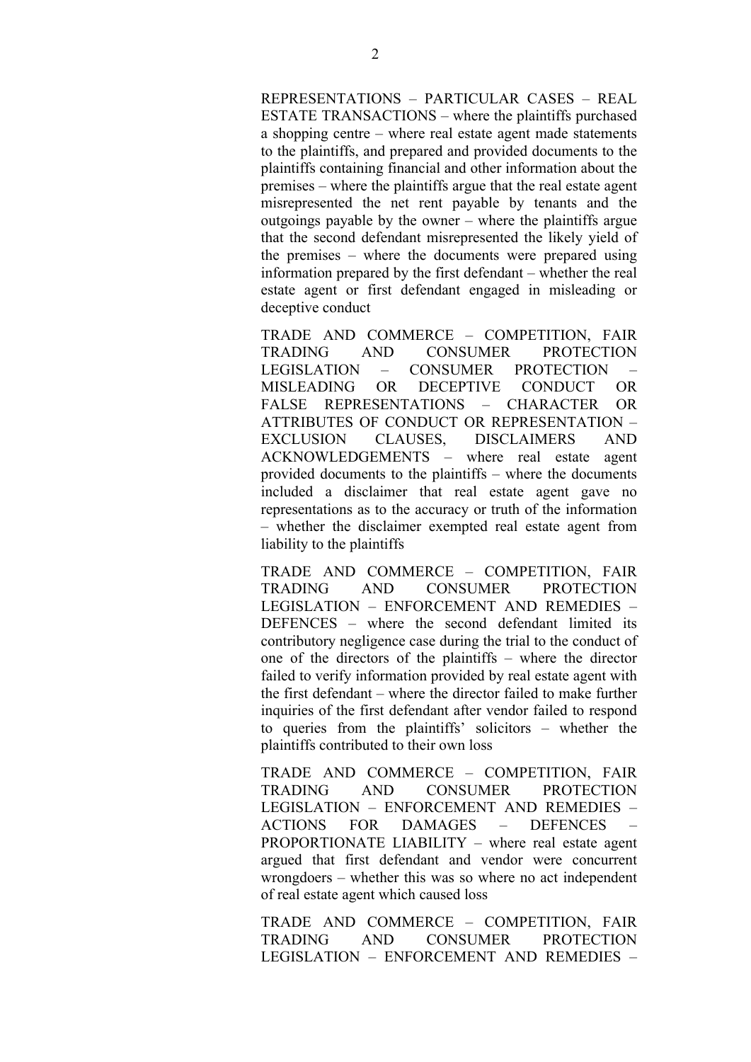REPRESENTATIONS – PARTICULAR CASES – REAL ESTATE TRANSACTIONS – where the plaintiffs purchased a shopping centre – where real estate agent made statements to the plaintiffs, and prepared and provided documents to the plaintiffs containing financial and other information about the premises – where the plaintiffs argue that the real estate agent misrepresented the net rent payable by tenants and the outgoings payable by the owner – where the plaintiffs argue that the second defendant misrepresented the likely yield of the premises – where the documents were prepared using information prepared by the first defendant – whether the real estate agent or first defendant engaged in misleading or deceptive conduct

TRADE AND COMMERCE – COMPETITION, FAIR TRADING AND CONSUMER PROTECTION LEGISLATION – CONSUMER PROTECTION – MISLEADING OR DECEPTIVE CONDUCT OR FALSE REPRESENTATIONS – CHARACTER OR ATTRIBUTES OF CONDUCT OR REPRESENTATION – EXCLUSION CLAUSES, DISCLAIMERS AND ACKNOWLEDGEMENTS – where real estate agent provided documents to the plaintiffs – where the documents included a disclaimer that real estate agent gave no representations as to the accuracy or truth of the information – whether the disclaimer exempted real estate agent from liability to the plaintiffs

TRADE AND COMMERCE – COMPETITION, FAIR TRADING AND CONSUMER PROTECTION LEGISLATION – ENFORCEMENT AND REMEDIES – DEFENCES – where the second defendant limited its contributory negligence case during the trial to the conduct of one of the directors of the plaintiffs – where the director failed to verify information provided by real estate agent with the first defendant – where the director failed to make further inquiries of the first defendant after vendor failed to respond to queries from the plaintiffs' solicitors – whether the plaintiffs contributed to their own loss

TRADE AND COMMERCE – COMPETITION, FAIR TRADING AND CONSUMER PROTECTION LEGISLATION – ENFORCEMENT AND REMEDIES – ACTIONS FOR DAMAGES – DEFENCES – PROPORTIONATE LIABILITY – where real estate agent argued that first defendant and vendor were concurrent wrongdoers – whether this was so where no act independent of real estate agent which caused loss

TRADE AND COMMERCE – COMPETITION, FAIR TRADING AND CONSUMER PROTECTION LEGISLATION – ENFORCEMENT AND REMEDIES –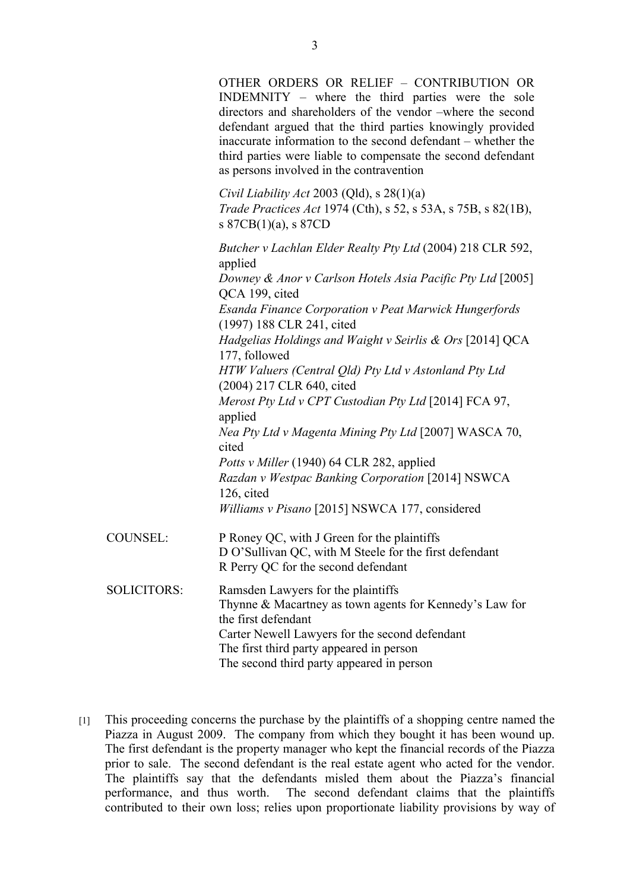OTHER ORDERS OR RELIEF – CONTRIBUTION OR INDEMNITY – where the third parties were the sole directors and shareholders of the vendor –where the second defendant argued that the third parties knowingly provided inaccurate information to the second defendant – whether the third parties were liable to compensate the second defendant as persons involved in the contravention

*Civil Liability Act* 2003 (Qld), s 28(1)(a)
*Trade Practices Act* 1974 (Cth), s 52, s 53A, s 75B, s 82(1B), s 87CB(1)(a), s 87CD

*Butcher v Lachlan Elder Realty Pty Ltd* (2004) 218 CLR 592, applied
*Downey & Anor v Carlson Hotels Asia Pacific Pty Ltd* [2005] QCA 199, cited
*Esanda Finance Corporation v Peat Marwick Hungerfords* (1997) 188 CLR 241, cited
*Hadgelias Holdings and Waight v Seirlis & Ors* [2014] QCA 177, followed
*HTW Valuers (Central Qld) Pty Ltd v Astonland Pty Ltd* (2004) 217 CLR 640, cited
*Merost Pty Ltd v CPT Custodian Pty Ltd* [2014] FCA 97, applied
*Nea Pty Ltd v Magenta Mining Pty Ltd* [2007] WASCA 70, cited
*Potts v Miller* (1940) 64 CLR 282, applied
*Razdan v Westpac Banking Corporation* [2014] NSWCA 126, cited
*Williams v Pisano* [2015] NSWCA 177, considered

COUNSEL: P Roney QC, with J Green for the plaintiffs
D O'Sullivan QC, with M Steele for the first defendant
R Perry QC for the second defendant

SOLICITORS: Ramsden Lawyers for the plaintiffs
Thynne & Macartney as town agents for Kennedy's Law for the first defendant
Carter Newell Lawyers for the second defendant
The first third party appeared in person
The second third party appeared in person

[1] This proceeding concerns the purchase by the plaintiffs of a shopping centre named the Piazza in August 2009. The company from which they bought it has been wound up. The first defendant is the property manager who kept the financial records of the Piazza prior to sale. The second defendant is the real estate agent who acted for the vendor. The plaintiffs say that the defendants misled them about the Piazza's financial performance, and thus worth. The second defendant claims that the plaintiffs contributed to their own loss; relies upon proportionate liability provisions by way of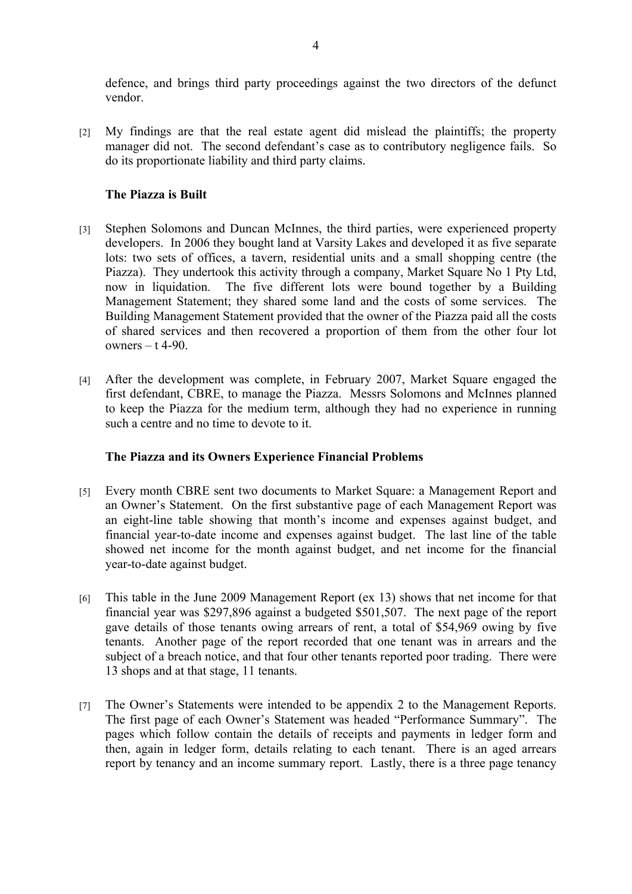defence, and brings third party proceedings against the two directors of the defunct vendor.

[2] My findings are that the real estate agent did mislead the plaintiffs; the property manager did not. The second defendant's case as to contributory negligence fails. So do its proportionate liability and third party claims.

### The Piazza is Built

[3] Stephen Solomons and Duncan McInnes, the third parties, were experienced property developers. In 2006 they bought land at Varsity Lakes and developed it as five separate lots: two sets of offices, a tavern, residential units and a small shopping centre (the Piazza). They undertook this activity through a company, Market Square No 1 Pty Ltd, now in liquidation. The five different lots were bound together by a Building Management Statement; they shared some land and the costs of some services. The Building Management Statement provided that the owner of the Piazza paid all the costs of shared services and then recovered a proportion of them from the other four lot owners – t 4-90.

[4] After the development was complete, in February 2007, Market Square engaged the first defendant, CBRE, to manage the Piazza. Messrs Solomons and McInnes planned to keep the Piazza for the medium term, although they had no experience in running such a centre and no time to devote to it.

### The Piazza and its Owners Experience Financial Problems

[5] Every month CBRE sent two documents to Market Square: a Management Report and an Owner's Statement. On the first substantive page of each Management Report was an eight-line table showing that month's income and expenses against budget, and financial year-to-date income and expenses against budget. The last line of the table showed net income for the month against budget, and net income for the financial year-to-date against budget.

[6] This table in the June 2009 Management Report (ex 13) shows that net income for that financial year was $297,896 against a budgeted $501,507. The next page of the report gave details of those tenants owing arrears of rent, a total of $54,969 owing by five tenants. Another page of the report recorded that one tenant was in arrears and the subject of a breach notice, and that four other tenants reported poor trading. There were 13 shops and at that stage, 11 tenants.

[7] The Owner's Statements were intended to be appendix 2 to the Management Reports. The first page of each Owner's Statement was headed "Performance Summary". The pages which follow contain the details of receipts and payments in ledger form and then, again in ledger form, details relating to each tenant. There is an aged arrears report by tenancy and an income summary report. Lastly, there is a three page tenancy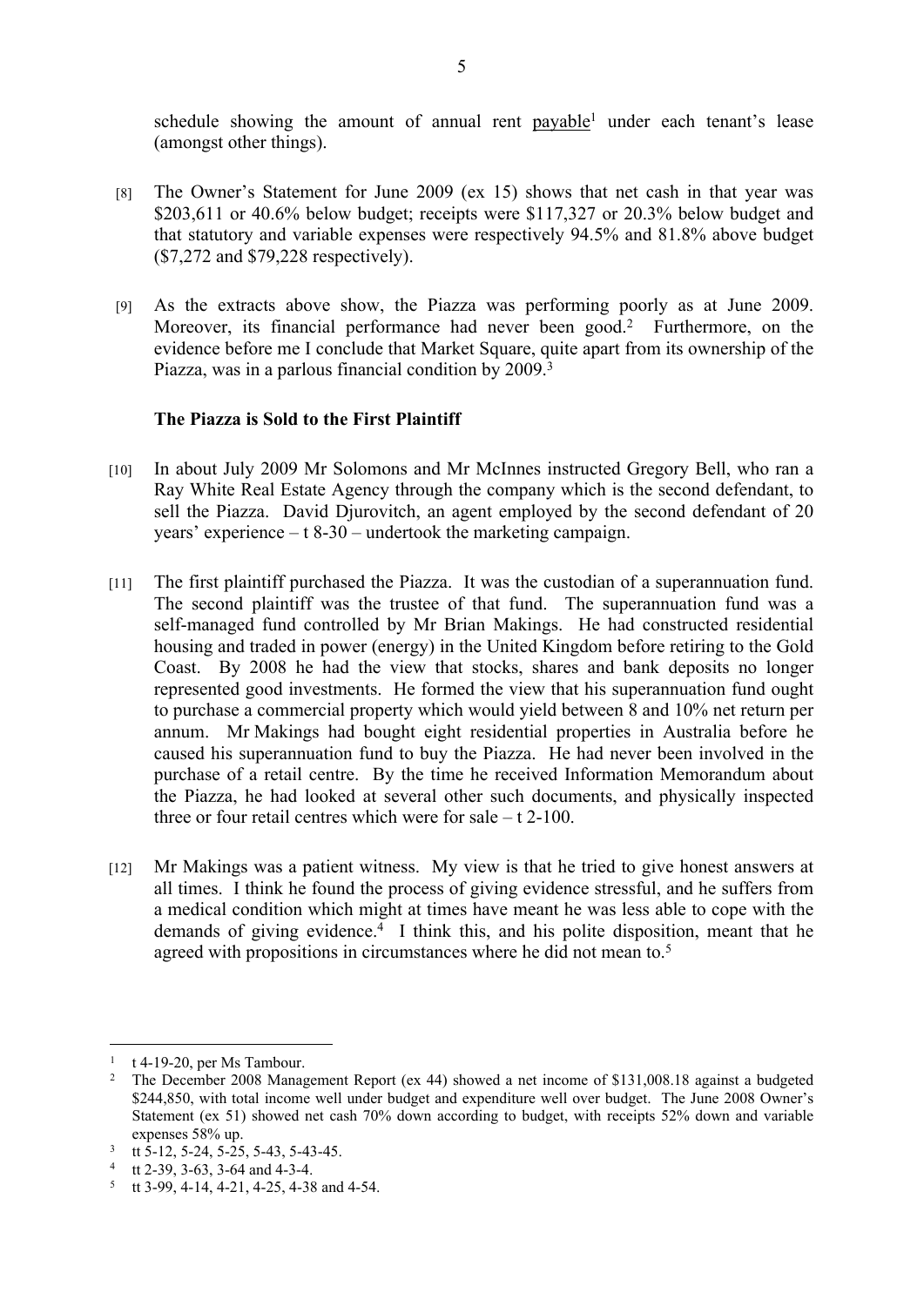schedule showing the amount of annual rent payable[1] under each tenant's lease (amongst other things).

[8] The Owner's Statement for June 2009 (ex 15) shows that net cash in that year was $203,611 or 40.6% below budget; receipts were $117,327 or 20.3% below budget and that statutory and variable expenses were respectively 94.5% and 81.8% above budget ($7,272 and $79,228 respectively).

[9] As the extracts above show, the Piazza was performing poorly as at June 2009. Moreover, its financial performance had never been good.[2] Furthermore, on the evidence before me I conclude that Market Square, quite apart from its ownership of the Piazza, was in a parlous financial condition by 2009.[3]

**The Piazza is Sold to the First Plaintiff**

[10] In about July 2009 Mr Solomons and Mr McInnes instructed Gregory Bell, who ran a Ray White Real Estate Agency through the company which is the second defendant, to sell the Piazza. David Djurovitch, an agent employed by the second defendant of 20 years' experience – t 8-30 – undertook the marketing campaign.

[11] The first plaintiff purchased the Piazza. It was the custodian of a superannuation fund. The second plaintiff was the trustee of that fund. The superannuation fund was a self-managed fund controlled by Mr Brian Makings. He had constructed residential housing and traded in power (energy) in the United Kingdom before retiring to the Gold Coast. By 2008 he had the view that stocks, shares and bank deposits no longer represented good investments. He formed the view that his superannuation fund ought to purchase a commercial property which would yield between 8 and 10% net return per annum. Mr Makings had bought eight residential properties in Australia before he caused his superannuation fund to buy the Piazza. He had never been involved in the purchase of a retail centre. By the time he received Information Memorandum about the Piazza, he had looked at several other such documents, and physically inspected three or four retail centres which were for sale – t 2-100.

[12] Mr Makings was a patient witness. My view is that he tried to give honest answers at all times. I think he found the process of giving evidence stressful, and he suffers from a medical condition which might at times have meant he was less able to cope with the demands of giving evidence.[4] I think this, and his polite disposition, meant that he agreed with propositions in circumstances where he did not mean to.[5]

---

[1] t 4-19-20, per Ms Tambour.

[2] The December 2008 Management Report (ex 44) showed a net income of $131,008.18 against a budgeted $244,850, with total income well under budget and expenditure well over budget. The June 2008 Owner's Statement (ex 51) showed net cash 70% down according to budget, with receipts 52% down and variable expenses 58% up.

[3] tt 5-12, 5-24, 5-25, 5-43, 5-43-45.

[4] tt 2-39, 3-63, 3-64 and 4-3-4.

[5] tt 3-99, 4-14, 4-21, 4-25, 4-38 and 4-54.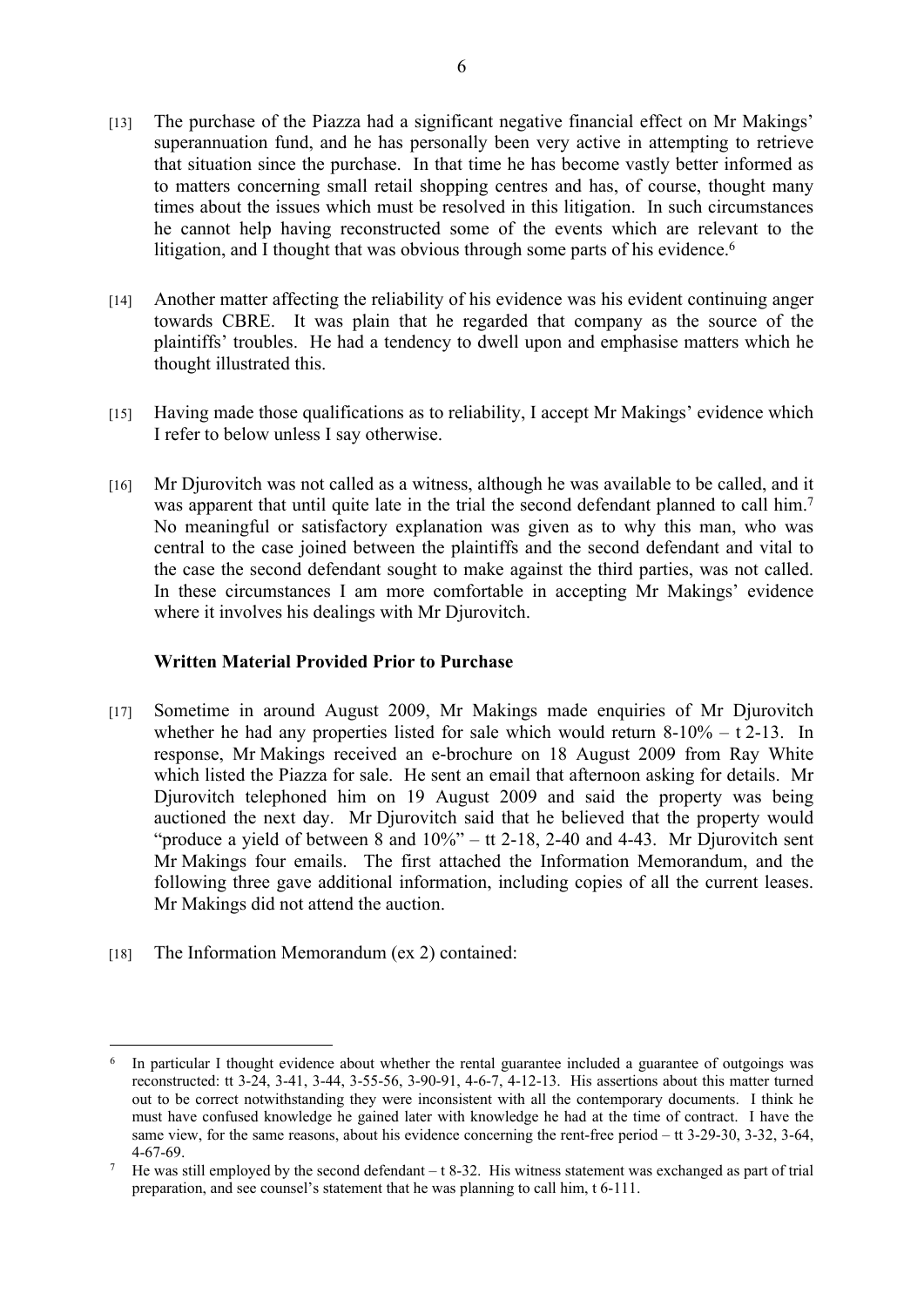[13] The purchase of the Piazza had a significant negative financial effect on Mr Makings' superannuation fund, and he has personally been very active in attempting to retrieve that situation since the purchase. In that time he has become vastly better informed as to matters concerning small retail shopping centres and has, of course, thought many times about the issues which must be resolved in this litigation. In such circumstances he cannot help having reconstructed some of the events which are relevant to the litigation, and I thought that was obvious through some parts of his evidence.[6]

[14] Another matter affecting the reliability of his evidence was his evident continuing anger towards CBRE. It was plain that he regarded that company as the source of the plaintiffs' troubles. He had a tendency to dwell upon and emphasise matters which he thought illustrated this.

[15] Having made those qualifications as to reliability, I accept Mr Makings' evidence which I refer to below unless I say otherwise.

[16] Mr Djurovitch was not called as a witness, although he was available to be called, and it was apparent that until quite late in the trial the second defendant planned to call him.[7] No meaningful or satisfactory explanation was given as to why this man, who was central to the case joined between the plaintiffs and the second defendant and vital to the case the second defendant sought to make against the third parties, was not called. In these circumstances I am more comfortable in accepting Mr Makings' evidence where it involves his dealings with Mr Djurovitch.

**Written Material Provided Prior to Purchase**

[17] Sometime in around August 2009, Mr Makings made enquiries of Mr Djurovitch whether he had any properties listed for sale which would return 8-10% – t 2-13. In response, Mr Makings received an e-brochure on 18 August 2009 from Ray White which listed the Piazza for sale. He sent an email that afternoon asking for details. Mr Djurovitch telephoned him on 19 August 2009 and said the property was being auctioned the next day. Mr Djurovitch said that he believed that the property would "produce a yield of between 8 and 10%" – tt 2-18, 2-40 and 4-43. Mr Djurovitch sent Mr Makings four emails. The first attached the Information Memorandum, and the following three gave additional information, including copies of all the current leases. Mr Makings did not attend the auction.

[18] The Information Memorandum (ex 2) contained:

---

[6] In particular I thought evidence about whether the rental guarantee included a guarantee of outgoings was reconstructed: tt 3-24, 3-41, 3-44, 3-55-56, 3-90-91, 4-6-7, 4-12-13. His assertions about this matter turned out to be correct notwithstanding they were inconsistent with all the contemporary documents. I think he must have confused knowledge he gained later with knowledge he had at the time of contract. I have the same view, for the same reasons, about his evidence concerning the rent-free period – tt 3-29-30, 3-32, 3-64, 4-67-69.

[7] He was still employed by the second defendant – t 8-32. His witness statement was exchanged as part of trial preparation, and see counsel's statement that he was planning to call him, t 6-111.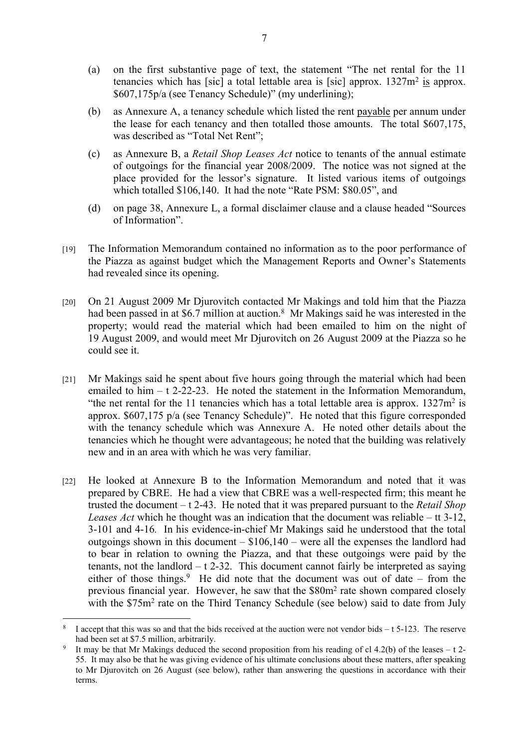(a) on the first substantive page of text, the statement "The net rental for the 11 tenancies which has [sic] a total lettable area is [sic] approx. $1327m^2$ is approx. $607,175p/a (see Tenancy Schedule)" (my underlining);

(b) as Annexure A, a tenancy schedule which listed the rent payable per annum under the lease for each tenancy and then totalled those amounts. The total $607,175, was described as "Total Net Rent";

(c) as Annexure B, a *Retail Shop Leases Act* notice to tenants of the annual estimate of outgoings for the financial year 2008/2009. The notice was not signed at the place provided for the lessor's signature. It listed various items of outgoings which totalled $106,140. It had the note "Rate PSM: $80.05", and

(d) on page 38, Annexure L, a formal disclaimer clause and a clause headed "Sources of Information".

[19] The Information Memorandum contained no information as to the poor performance of the Piazza as against budget which the Management Reports and Owner's Statements had revealed since its opening.

[20] On 21 August 2009 Mr Djurovitch contacted Mr Makings and told him that the Piazza had been passed in at $6.7 million at auction.[8] Mr Makings said he was interested in the property; would read the material which had been emailed to him on the night of 19 August 2009, and would meet Mr Djurovitch on 26 August 2009 at the Piazza so he could see it.

[21] Mr Makings said he spent about five hours going through the material which had been emailed to him – t 2-22-23. He noted the statement in the Information Memorandum, "the net rental for the 11 tenancies which has a total lettable area is approx. $1327m^2$ is approx. $607,175 p/a (see Tenancy Schedule)". He noted that this figure corresponded with the tenancy schedule which was Annexure A. He noted other details about the tenancies which he thought were advantageous; he noted that the building was relatively new and in an area with which he was very familiar.

[22] He looked at Annexure B to the Information Memorandum and noted that it was prepared by CBRE. He had a view that CBRE was a well-respected firm; this meant he trusted the document – t 2-43. He noted that it was prepared pursuant to the *Retail Shop Leases Act* which he thought was an indication that the document was reliable – tt 3-12, 3-101 and 4-16. In his evidence-in-chief Mr Makings said he understood that the total outgoings shown in this document – $106,140 – were all the expenses the landlord had to bear in relation to owning the Piazza, and that these outgoings were paid by the tenants, not the landlord – t 2-32. This document cannot fairly be interpreted as saying either of those things.[9] He did note that the document was out of date – from the previous financial year. However, he saw that the $80m^2$ rate shown compared closely with the $75m^2$ rate on the Third Tenancy Schedule (see below) said to date from July

---

[8] I accept that this was so and that the bids received at the auction were not vendor bids – t 5-123. The reserve had been set at $7.5 million, arbitrarily.

[9] It may be that Mr Makings deduced the second proposition from his reading of cl 4.2(b) of the leases – t 2-55. It may also be that he was giving evidence of his ultimate conclusions about these matters, after speaking to Mr Djurovitch on 26 August (see below), rather than answering the questions in accordance with their terms.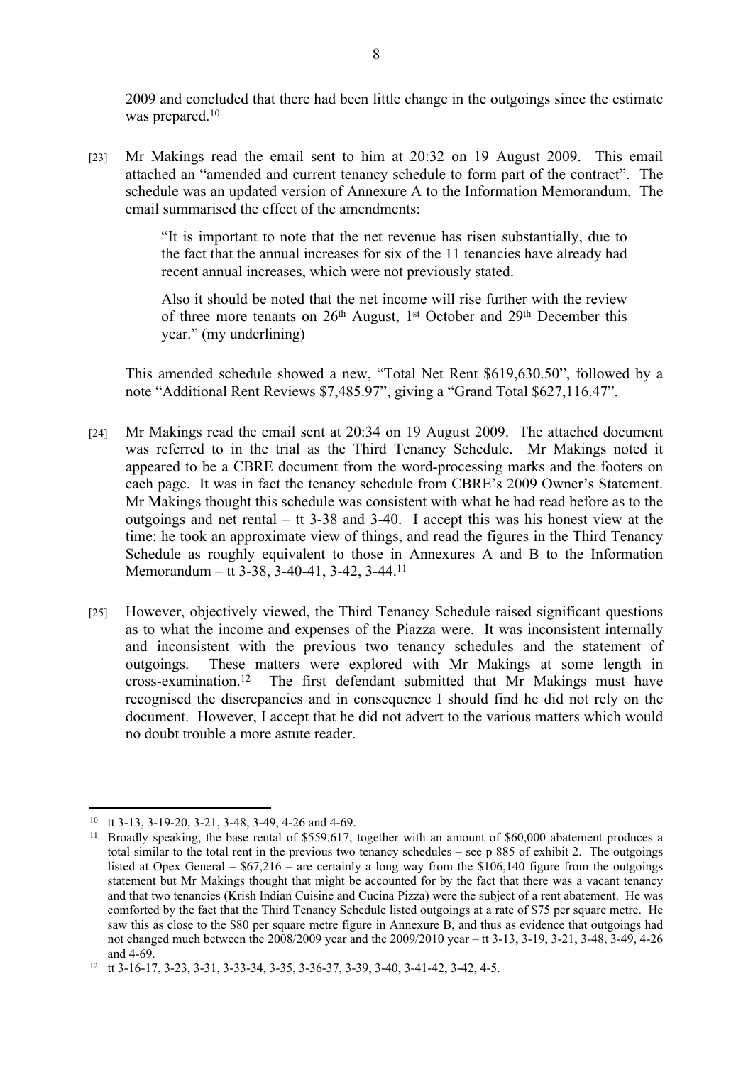2009 and concluded that there had been little change in the outgoings since the estimate was prepared.[10]

[23] Mr Makings read the email sent to him at 20:32 on 19 August 2009. This email attached an "amended and current tenancy schedule to form part of the contract". The schedule was an updated version of Annexure A to the Information Memorandum. The email summarised the effect of the amendments:

> "It is important to note that the net revenue has risen substantially, due to the fact that the annual increases for six of the 11 tenancies have already had recent annual increases, which were not previously stated.
>
> Also it should be noted that the net income will rise further with the review of three more tenants on 26th August, 1st October and 29th December this year." (my underlining)

This amended schedule showed a new, "Total Net Rent $619,630.50", followed by a note "Additional Rent Reviews $7,485.97", giving a "Grand Total $627,116.47".

[24] Mr Makings read the email sent at 20:34 on 19 August 2009. The attached document was referred to in the trial as the Third Tenancy Schedule. Mr Makings noted it appeared to be a CBRE document from the word-processing marks and the footers on each page. It was in fact the tenancy schedule from CBRE's 2009 Owner's Statement. Mr Makings thought this schedule was consistent with what he had read before as to the outgoings and net rental – tt 3-38 and 3-40. I accept this was his honest view at the time: he took an approximate view of things, and read the figures in the Third Tenancy Schedule as roughly equivalent to those in Annexures A and B to the Information Memorandum – tt 3-38, 3-40-41, 3-42, 3-44.[11]

[25] However, objectively viewed, the Third Tenancy Schedule raised significant questions as to what the income and expenses of the Piazza were. It was inconsistent internally and inconsistent with the previous two tenancy schedules and the statement of outgoings. These matters were explored with Mr Makings at some length in cross-examination.[12] The first defendant submitted that Mr Makings must have recognised the discrepancies and in consequence I should find he did not rely on the document. However, I accept that he did not advert to the various matters which would no doubt trouble a more astute reader.

---

[10] tt 3-13, 3-19-20, 3-21, 3-48, 3-49, 4-26 and 4-69.

[11] Broadly speaking, the base rental of $559,617, together with an amount of $60,000 abatement produces a total similar to the total rent in the previous two tenancy schedules – see p 885 of exhibit 2. The outgoings listed at Opex General – $67,216 – are certainly a long way from the $106,140 figure from the outgoings statement but Mr Makings thought that might be accounted for by the fact that there was a vacant tenancy and that two tenancies (Krish Indian Cuisine and Cucina Pizza) were the subject of a rent abatement. He was comforted by the fact that the Third Tenancy Schedule listed outgoings at a rate of $75 per square metre. He saw this as close to the $80 per square metre figure in Annexure B, and thus as evidence that outgoings had not changed much between the 2008/2009 year and the 2009/2010 year – tt 3-13, 3-19, 3-21, 3-48, 3-49, 4-26 and 4-69.

[12] tt 3-16-17, 3-23, 3-31, 3-33-34, 3-35, 3-36-37, 3-39, 3-40, 3-41-42, 3-42, 4-5.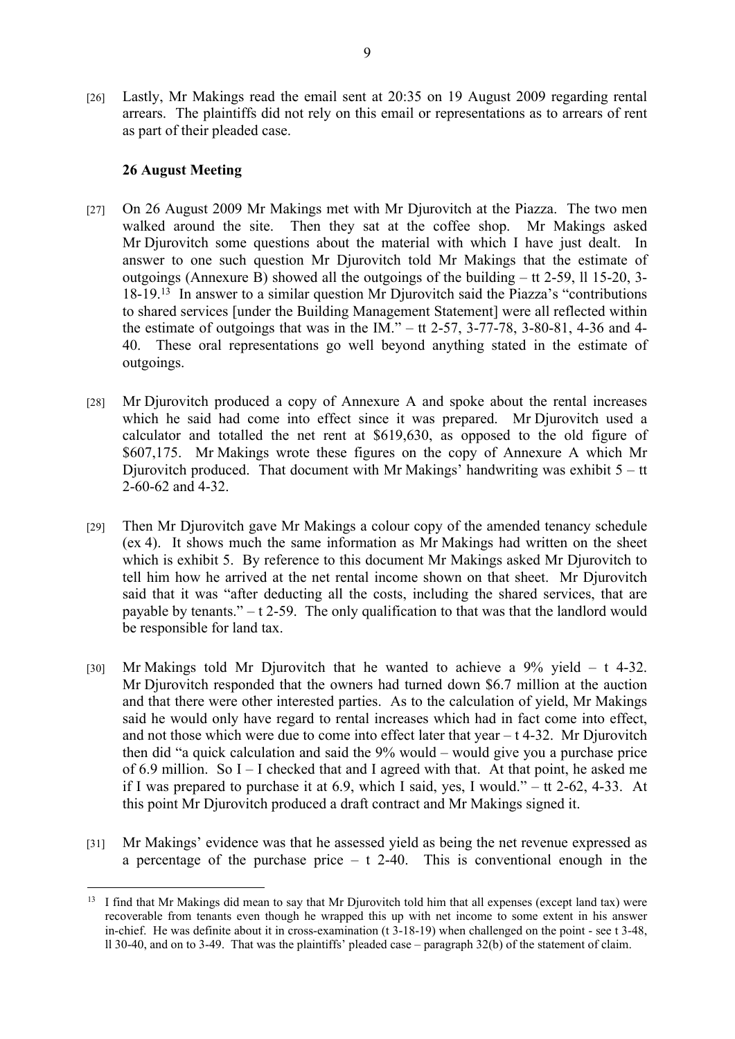[26] Lastly, Mr Makings read the email sent at 20:35 on 19 August 2009 regarding rental arrears. The plaintiffs did not rely on this email or representations as to arrears of rent as part of their pleaded case.

**26 August Meeting**

[27] On 26 August 2009 Mr Makings met with Mr Djurovitch at the Piazza. The two men walked around the site. Then they sat at the coffee shop. Mr Makings asked Mr Djurovitch some questions about the material with which I have just dealt. In answer to one such question Mr Djurovitch told Mr Makings that the estimate of outgoings (Annexure B) showed all the outgoings of the building – tt 2-59, ll 15-20, 3-18-19.[13] In answer to a similar question Mr Djurovitch said the Piazza's "contributions to shared services [under the Building Management Statement] were all reflected within the estimate of outgoings that was in the IM." – tt 2-57, 3-77-78, 3-80-81, 4-36 and 4-40. These oral representations go well beyond anything stated in the estimate of outgoings.

[28] Mr Djurovitch produced a copy of Annexure A and spoke about the rental increases which he said had come into effect since it was prepared. Mr Djurovitch used a calculator and totalled the net rent at $619,630, as opposed to the old figure of $607,175. Mr Makings wrote these figures on the copy of Annexure A which Mr Djurovitch produced. That document with Mr Makings' handwriting was exhibit 5 – tt 2-60-62 and 4-32.

[29] Then Mr Djurovitch gave Mr Makings a colour copy of the amended tenancy schedule (ex 4). It shows much the same information as Mr Makings had written on the sheet which is exhibit 5. By reference to this document Mr Makings asked Mr Djurovitch to tell him how he arrived at the net rental income shown on that sheet. Mr Djurovitch said that it was "after deducting all the costs, including the shared services, that are payable by tenants." – t 2-59. The only qualification to that was that the landlord would be responsible for land tax.

[30] Mr Makings told Mr Djurovitch that he wanted to achieve a 9% yield – t 4-32. Mr Djurovitch responded that the owners had turned down $6.7 million at the auction and that there were other interested parties. As to the calculation of yield, Mr Makings said he would only have regard to rental increases which had in fact come into effect, and not those which were due to come into effect later that year – t 4-32. Mr Djurovitch then did "a quick calculation and said the 9% would – would give you a purchase price of 6.9 million. So I – I checked that and I agreed with that. At that point, he asked me if I was prepared to purchase it at 6.9, which I said, yes, I would." – tt 2-62, 4-33. At this point Mr Djurovitch produced a draft contract and Mr Makings signed it.

[31] Mr Makings' evidence was that he assessed yield as being the net revenue expressed as a percentage of the purchase price – t 2-40. This is conventional enough in the

---

[13] I find that Mr Makings did mean to say that Mr Djurovitch told him that all expenses (except land tax) were recoverable from tenants even though he wrapped this up with net income to some extent in his answer in-chief. He was definite about it in cross-examination (t 3-18-19) when challenged on the point - see t 3-48, ll 30-40, and on to 3-49. That was the plaintiffs' pleaded case – paragraph 32(b) of the statement of claim.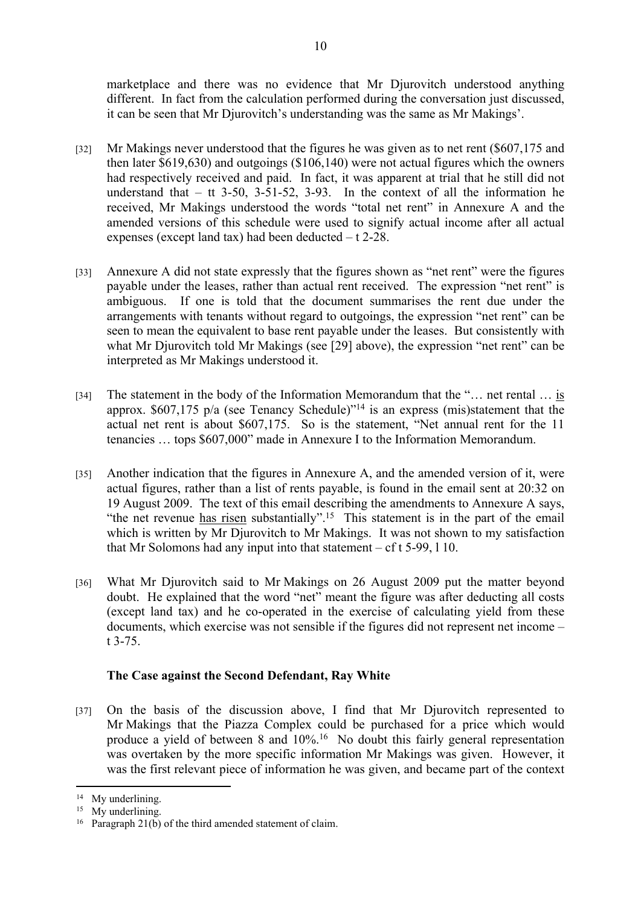marketplace and there was no evidence that Mr Djurovitch understood anything different. In fact from the calculation performed during the conversation just discussed, it can be seen that Mr Djurovitch's understanding was the same as Mr Makings'.

[32] Mr Makings never understood that the figures he was given as to net rent ($607,175 and then later $619,630) and outgoings ($106,140) were not actual figures which the owners had respectively received and paid. In fact, it was apparent at trial that he still did not understand that – tt 3-50, 3-51-52, 3-93. In the context of all the information he received, Mr Makings understood the words "total net rent" in Annexure A and the amended versions of this schedule were used to signify actual income after all actual expenses (except land tax) had been deducted – t 2-28.

[33] Annexure A did not state expressly that the figures shown as "net rent" were the figures payable under the leases, rather than actual rent received. The expression "net rent" is ambiguous. If one is told that the document summarises the rent due under the arrangements with tenants without regard to outgoings, the expression "net rent" can be seen to mean the equivalent to base rent payable under the leases. But consistently with what Mr Djurovitch told Mr Makings (see [29] above), the expression "net rent" can be interpreted as Mr Makings understood it.

[34] The statement in the body of the Information Memorandum that the "… net rental … <u>is</u> approx. $607,175 p/a (see Tenancy Schedule)"[14] is an express (mis)statement that the actual net rent is about $607,175. So is the statement, "Net annual rent for the 11 tenancies … tops $607,000" made in Annexure I to the Information Memorandum.

[35] Another indication that the figures in Annexure A, and the amended version of it, were actual figures, rather than a list of rents payable, is found in the email sent at 20:32 on 19 August 2009. The text of this email describing the amendments to Annexure A says, "the net revenue <u>has risen</u> substantially".[15] This statement is in the part of the email which is written by Mr Djurovitch to Mr Makings. It was not shown to my satisfaction that Mr Solomons had any input into that statement – cf t 5-99, l 10.

[36] What Mr Djurovitch said to Mr Makings on 26 August 2009 put the matter beyond doubt. He explained that the word "net" meant the figure was after deducting all costs (except land tax) and he co-operated in the exercise of calculating yield from these documents, which exercise was not sensible if the figures did not represent net income – t 3-75.

### The Case against the Second Defendant, Ray White

[37] On the basis of the discussion above, I find that Mr Djurovitch represented to Mr Makings that the Piazza Complex could be purchased for a price which would produce a yield of between 8 and 10%.[16] No doubt this fairly general representation was overtaken by the more specific information Mr Makings was given. However, it was the first relevant piece of information he was given, and became part of the context

---

[14] My underlining.

[15] My underlining.

[16] Paragraph 21(b) of the third amended statement of claim.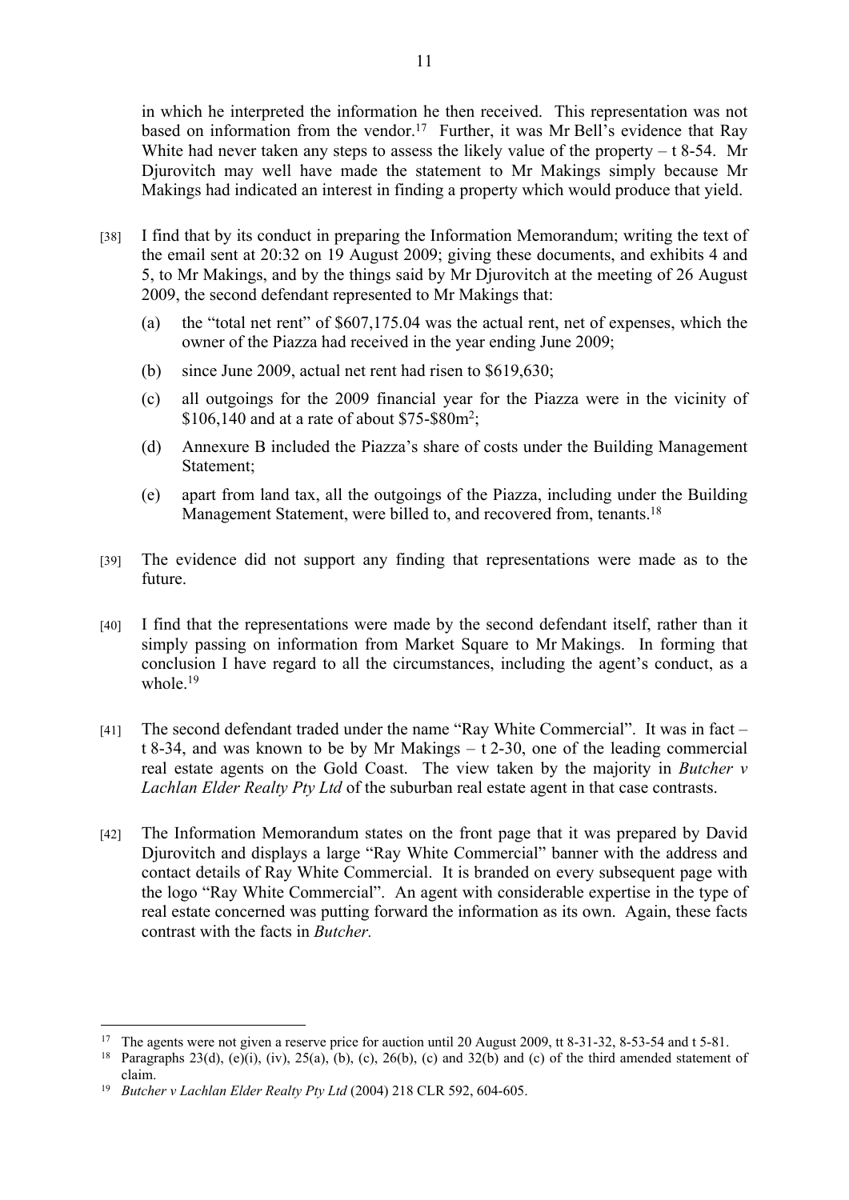in which he interpreted the information he then received. This representation was not based on information from the vendor.[17] Further, it was Mr Bell's evidence that Ray White had never taken any steps to assess the likely value of the property – t 8-54. Mr Djurovitch may well have made the statement to Mr Makings simply because Mr Makings had indicated an interest in finding a property which would produce that yield.

[38] I find that by its conduct in preparing the Information Memorandum; writing the text of the email sent at 20:32 on 19 August 2009; giving these documents, and exhibits 4 and 5, to Mr Makings, and by the things said by Mr Djurovitch at the meeting of 26 August 2009, the second defendant represented to Mr Makings that:

(a) the "total net rent" of $607,175.04 was the actual rent, net of expenses, which the owner of the Piazza had received in the year ending June 2009;

(b) since June 2009, actual net rent had risen to $619,630;

(c) all outgoings for the 2009 financial year for the Piazza were in the vicinity of $106,140 and at a rate of about $75-$80m$^2$;

(d) Annexure B included the Piazza's share of costs under the Building Management Statement;

(e) apart from land tax, all the outgoings of the Piazza, including under the Building Management Statement, were billed to, and recovered from, tenants.[18]

[39] The evidence did not support any finding that representations were made as to the future.

[40] I find that the representations were made by the second defendant itself, rather than it simply passing on information from Market Square to Mr Makings. In forming that conclusion I have regard to all the circumstances, including the agent's conduct, as a whole.[19]

[41] The second defendant traded under the name "Ray White Commercial". It was in fact – t 8-34, and was known to be by Mr Makings – t 2-30, one of the leading commercial real estate agents on the Gold Coast. The view taken by the majority in *Butcher v Lachlan Elder Realty Pty Ltd* of the suburban real estate agent in that case contrasts.

[42] The Information Memorandum states on the front page that it was prepared by David Djurovitch and displays a large "Ray White Commercial" banner with the address and contact details of Ray White Commercial. It is branded on every subsequent page with the logo "Ray White Commercial". An agent with considerable expertise in the type of real estate concerned was putting forward the information as its own. Again, these facts contrast with the facts in *Butcher*.

---

[17] The agents were not given a reserve price for auction until 20 August 2009, tt 8-31-32, 8-53-54 and t 5-81.

[18] Paragraphs 23(d), (e)(i), (iv), 25(a), (b), (c), 26(b), (c) and 32(b) and (c) of the third amended statement of claim.

[19] *Butcher v Lachlan Elder Realty Pty Ltd* (2004) 218 CLR 592, 604-605.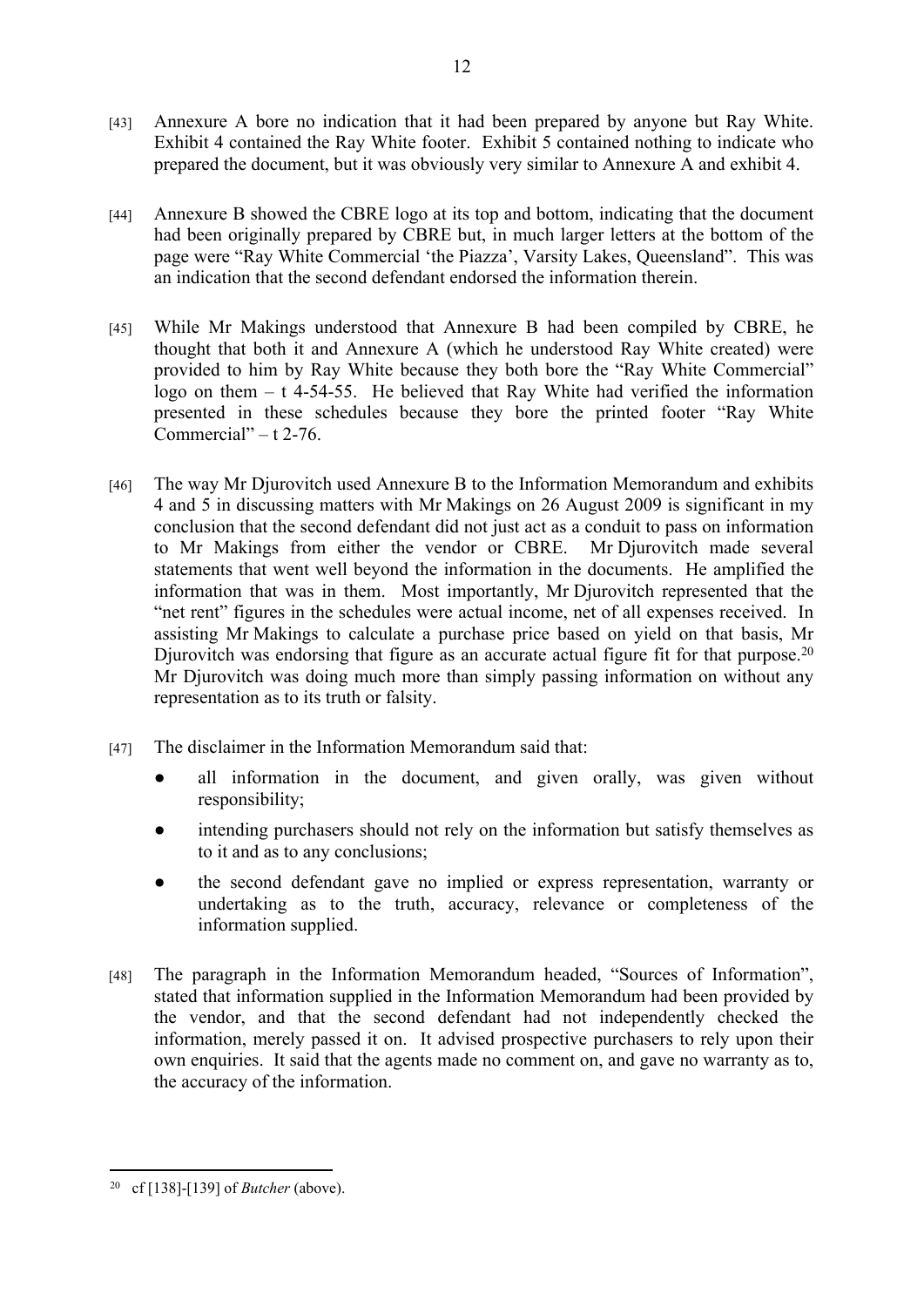[43] Annexure A bore no indication that it had been prepared by anyone but Ray White. Exhibit 4 contained the Ray White footer. Exhibit 5 contained nothing to indicate who prepared the document, but it was obviously very similar to Annexure A and exhibit 4.

[44] Annexure B showed the CBRE logo at its top and bottom, indicating that the document had been originally prepared by CBRE but, in much larger letters at the bottom of the page were "Ray White Commercial 'the Piazza', Varsity Lakes, Queensland". This was an indication that the second defendant endorsed the information therein.

[45] While Mr Makings understood that Annexure B had been compiled by CBRE, he thought that both it and Annexure A (which he understood Ray White created) were provided to him by Ray White because they both bore the "Ray White Commercial" logo on them – t 4-54-55. He believed that Ray White had verified the information presented in these schedules because they bore the printed footer "Ray White Commercial" – t 2-76.

[46] The way Mr Djurovitch used Annexure B to the Information Memorandum and exhibits 4 and 5 in discussing matters with Mr Makings on 26 August 2009 is significant in my conclusion that the second defendant did not just act as a conduit to pass on information to Mr Makings from either the vendor or CBRE. Mr Djurovitch made several statements that went well beyond the information in the documents. He amplified the information that was in them. Most importantly, Mr Djurovitch represented that the "net rent" figures in the schedules were actual income, net of all expenses received. In assisting Mr Makings to calculate a purchase price based on yield on that basis, Mr Djurovitch was endorsing that figure as an accurate actual figure fit for that purpose.[20] Mr Djurovitch was doing much more than simply passing information on without any representation as to its truth or falsity.

[47] The disclaimer in the Information Memorandum said that:

- all information in the document, and given orally, was given without responsibility;
- intending purchasers should not rely on the information but satisfy themselves as to it and as to any conclusions;
- the second defendant gave no implied or express representation, warranty or undertaking as to the truth, accuracy, relevance or completeness of the information supplied.

[48] The paragraph in the Information Memorandum headed, "Sources of Information", stated that information supplied in the Information Memorandum had been provided by the vendor, and that the second defendant had not independently checked the information, merely passed it on. It advised prospective purchasers to rely upon their own enquiries. It said that the agents made no comment on, and gave no warranty as to, the accuracy of the information.

---

[20] cf [138]-[139] of *Butcher* (above).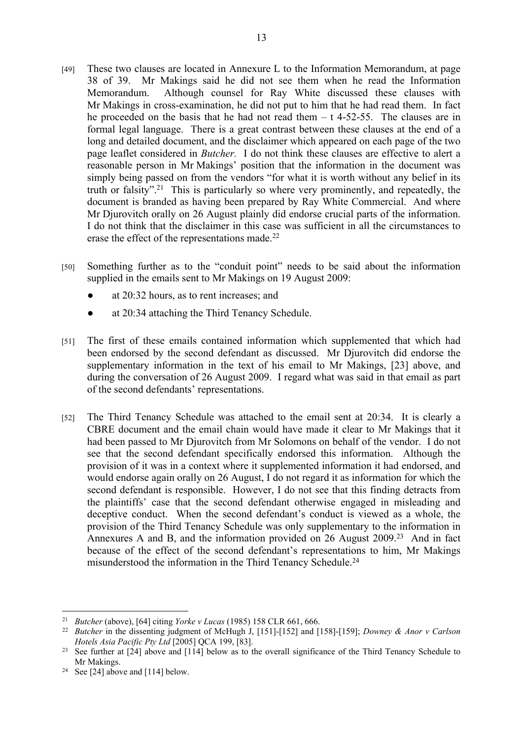[49] These two clauses are located in Annexure L to the Information Memorandum, at page 38 of 39. Mr Makings said he did not see them when he read the Information Memorandum. Although counsel for Ray White discussed these clauses with Mr Makings in cross-examination, he did not put to him that he had read them. In fact he proceeded on the basis that he had not read them – t 4-52-55. The clauses are in formal legal language. There is a great contrast between these clauses at the end of a long and detailed document, and the disclaimer which appeared on each page of the two page leaflet considered in *Butcher*. I do not think these clauses are effective to alert a reasonable person in Mr Makings' position that the information in the document was simply being passed on from the vendors "for what it is worth without any belief in its truth or falsity".[21] This is particularly so where very prominently, and repeatedly, the document is branded as having been prepared by Ray White Commercial. And where Mr Djurovitch orally on 26 August plainly did endorse crucial parts of the information. I do not think that the disclaimer in this case was sufficient in all the circumstances to erase the effect of the representations made.[22]

[50] Something further as to the "conduit point" needs to be said about the information supplied in the emails sent to Mr Makings on 19 August 2009:

- at 20:32 hours, as to rent increases; and
- at 20:34 attaching the Third Tenancy Schedule.

[51] The first of these emails contained information which supplemented that which had been endorsed by the second defendant as discussed. Mr Djurovitch did endorse the supplementary information in the text of his email to Mr Makings, [23] above, and during the conversation of 26 August 2009. I regard what was said in that email as part of the second defendants' representations.

[52] The Third Tenancy Schedule was attached to the email sent at 20:34. It is clearly a CBRE document and the email chain would have made it clear to Mr Makings that it had been passed to Mr Djurovitch from Mr Solomons on behalf of the vendor. I do not see that the second defendant specifically endorsed this information. Although the provision of it was in a context where it supplemented information it had endorsed, and would endorse again orally on 26 August, I do not regard it as information for which the second defendant is responsible. However, I do not see that this finding detracts from the plaintiffs' case that the second defendant otherwise engaged in misleading and deceptive conduct. When the second defendant's conduct is viewed as a whole, the provision of the Third Tenancy Schedule was only supplementary to the information in Annexures A and B, and the information provided on 26 August 2009.[23] And in fact because of the effect of the second defendant's representations to him, Mr Makings misunderstood the information in the Third Tenancy Schedule.[24]

---

[21] *Butcher* (above), [64] citing *Yorke v Lucas* (1985) 158 CLR 661, 666.

[22] *Butcher* in the dissenting judgment of McHugh J, [151]-[152] and [158]-[159]; *Downey & Anor v Carlson Hotels Asia Pacific Pty Ltd* [2005] QCA 199, [83].

[23] See further at [24] above and [114] below as to the overall significance of the Third Tenancy Schedule to Mr Makings.

[24] See [24] above and [114] below.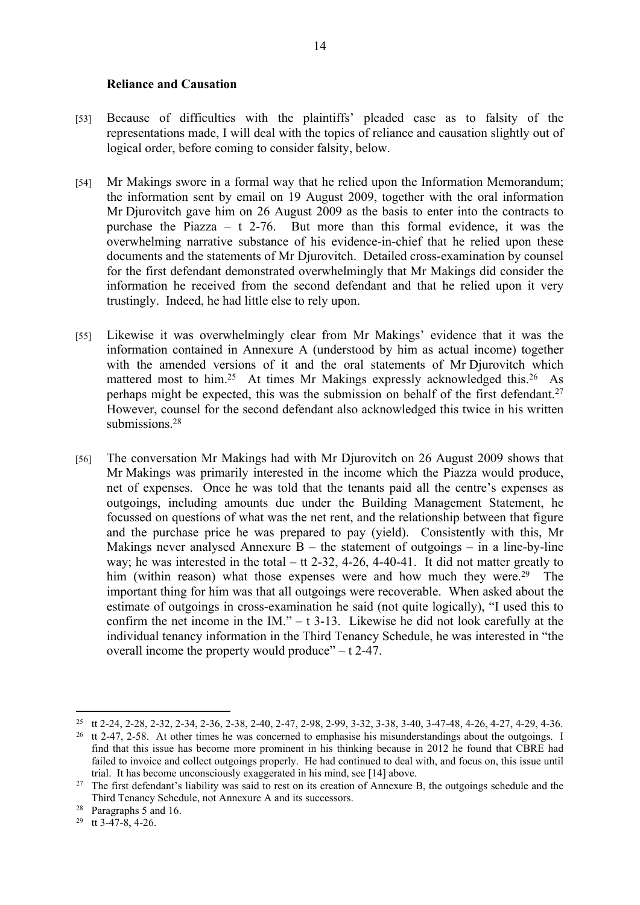**Reliance and Causation**

[53] Because of difficulties with the plaintiffs' pleaded case as to falsity of the representations made, I will deal with the topics of reliance and causation slightly out of logical order, before coming to consider falsity, below.

[54] Mr Makings swore in a formal way that he relied upon the Information Memorandum; the information sent by email on 19 August 2009, together with the oral information Mr Djurovitch gave him on 26 August 2009 as the basis to enter into the contracts to purchase the Piazza – t 2-76. But more than this formal evidence, it was the overwhelming narrative substance of his evidence-in-chief that he relied upon these documents and the statements of Mr Djurovitch. Detailed cross-examination by counsel for the first defendant demonstrated overwhelmingly that Mr Makings did consider the information he received from the second defendant and that he relied upon it very trustingly. Indeed, he had little else to rely upon.

[55] Likewise it was overwhelmingly clear from Mr Makings' evidence that it was the information contained in Annexure A (understood by him as actual income) together with the amended versions of it and the oral statements of Mr Djurovitch which mattered most to him.[25] At times Mr Makings expressly acknowledged this.[26] As perhaps might be expected, this was the submission on behalf of the first defendant.[27] However, counsel for the second defendant also acknowledged this twice in his written submissions.[28]

[56] The conversation Mr Makings had with Mr Djurovitch on 26 August 2009 shows that Mr Makings was primarily interested in the income which the Piazza would produce, net of expenses. Once he was told that the tenants paid all the centre's expenses as outgoings, including amounts due under the Building Management Statement, he focussed on questions of what was the net rent, and the relationship between that figure and the purchase price he was prepared to pay (yield). Consistently with this, Mr Makings never analysed Annexure B – the statement of outgoings – in a line-by-line way; he was interested in the total – tt 2-32, 4-26, 4-40-41. It did not matter greatly to him (within reason) what those expenses were and how much they were.[29] The important thing for him was that all outgoings were recoverable. When asked about the estimate of outgoings in cross-examination he said (not quite logically), "I used this to confirm the net income in the IM." – t 3-13. Likewise he did not look carefully at the individual tenancy information in the Third Tenancy Schedule, he was interested in "the overall income the property would produce" – t 2-47.

---

[25] tt 2-24, 2-28, 2-32, 2-34, 2-36, 2-38, 2-40, 2-47, 2-98, 2-99, 3-32, 3-38, 3-40, 3-47-48, 4-26, 4-27, 4-29, 4-36.

[26] tt 2-47, 2-58. At other times he was concerned to emphasise his misunderstandings about the outgoings. I find that this issue has become more prominent in his thinking because in 2012 he found that CBRE had failed to invoice and collect outgoings properly. He had continued to deal with, and focus on, this issue until trial. It has become unconsciously exaggerated in his mind, see [14] above.

[27] The first defendant's liability was said to rest on its creation of Annexure B, the outgoings schedule and the Third Tenancy Schedule, not Annexure A and its successors.

[28] Paragraphs 5 and 16.

[29] tt 3-47-8, 4-26.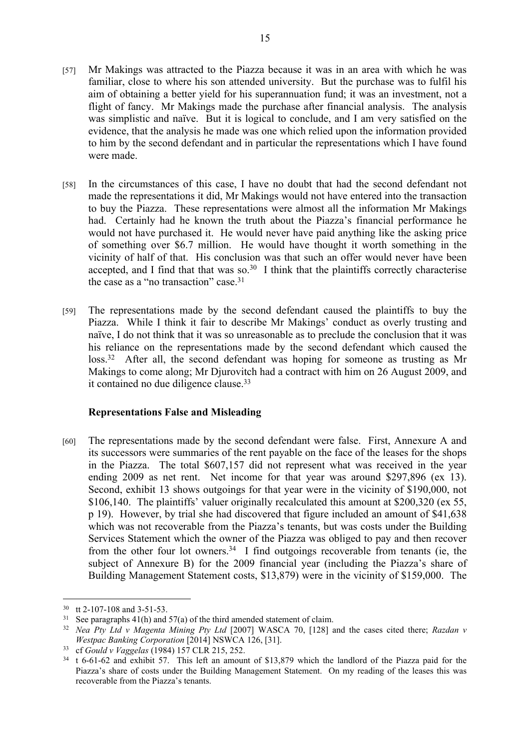[57] Mr Makings was attracted to the Piazza because it was in an area with which he was familiar, close to where his son attended university. But the purchase was to fulfil his aim of obtaining a better yield for his superannuation fund; it was an investment, not a flight of fancy. Mr Makings made the purchase after financial analysis. The analysis was simplistic and naïve. But it is logical to conclude, and I am very satisfied on the evidence, that the analysis he made was one which relied upon the information provided to him by the second defendant and in particular the representations which I have found were made.

[58] In the circumstances of this case, I have no doubt that had the second defendant not made the representations it did, Mr Makings would not have entered into the transaction to buy the Piazza. These representations were almost all the information Mr Makings had. Certainly had he known the truth about the Piazza's financial performance he would not have purchased it. He would never have paid anything like the asking price of something over \$6.7 million. He would have thought it worth something in the vicinity of half of that. His conclusion was that such an offer would never have been accepted, and I find that that was so.[30] I think that the plaintiffs correctly characterise the case as a "no transaction" case.[31]

[59] The representations made by the second defendant caused the plaintiffs to buy the Piazza. While I think it fair to describe Mr Makings' conduct as overly trusting and naïve, I do not think that it was so unreasonable as to preclude the conclusion that it was his reliance on the representations made by the second defendant which caused the loss.[32] After all, the second defendant was hoping for someone as trusting as Mr Makings to come along; Mr Djurovitch had a contract with him on 26 August 2009, and it contained no due diligence clause.[33]

### Representations False and Misleading

[60] The representations made by the second defendant were false. First, Annexure A and its successors were summaries of the rent payable on the face of the leases for the shops in the Piazza. The total \$607,157 did not represent what was received in the year ending 2009 as net rent. Net income for that year was around \$297,896 (ex 13). Second, exhibit 13 shows outgoings for that year were in the vicinity of \$190,000, not \$106,140. The plaintiffs' valuer originally recalculated this amount at \$200,320 (ex 55, p 19). However, by trial she had discovered that figure included an amount of \$41,638 which was not recoverable from the Piazza's tenants, but was costs under the Building Services Statement which the owner of the Piazza was obliged to pay and then recover from the other four lot owners.[34] I find outgoings recoverable from tenants (ie, the subject of Annexure B) for the 2009 financial year (including the Piazza's share of Building Management Statement costs, \$13,879) were in the vicinity of \$159,000. The

---

[30] tt 2-107-108 and 3-51-53.

[31] See paragraphs 41(h) and 57(a) of the third amended statement of claim.

[32] *Nea Pty Ltd v Magenta Mining Pty Ltd* [2007] WASCA 70, [128] and the cases cited there; *Razdan v Westpac Banking Corporation* [2014] NSWCA 126, [31].

[33] cf *Gould v Vaggelas* (1984) 157 CLR 215, 252.

[34] t 6-61-62 and exhibit 57. This left an amount of \$13,879 which the landlord of the Piazza paid for the Piazza's share of costs under the Building Management Statement. On my reading of the leases this was recoverable from the Piazza's tenants.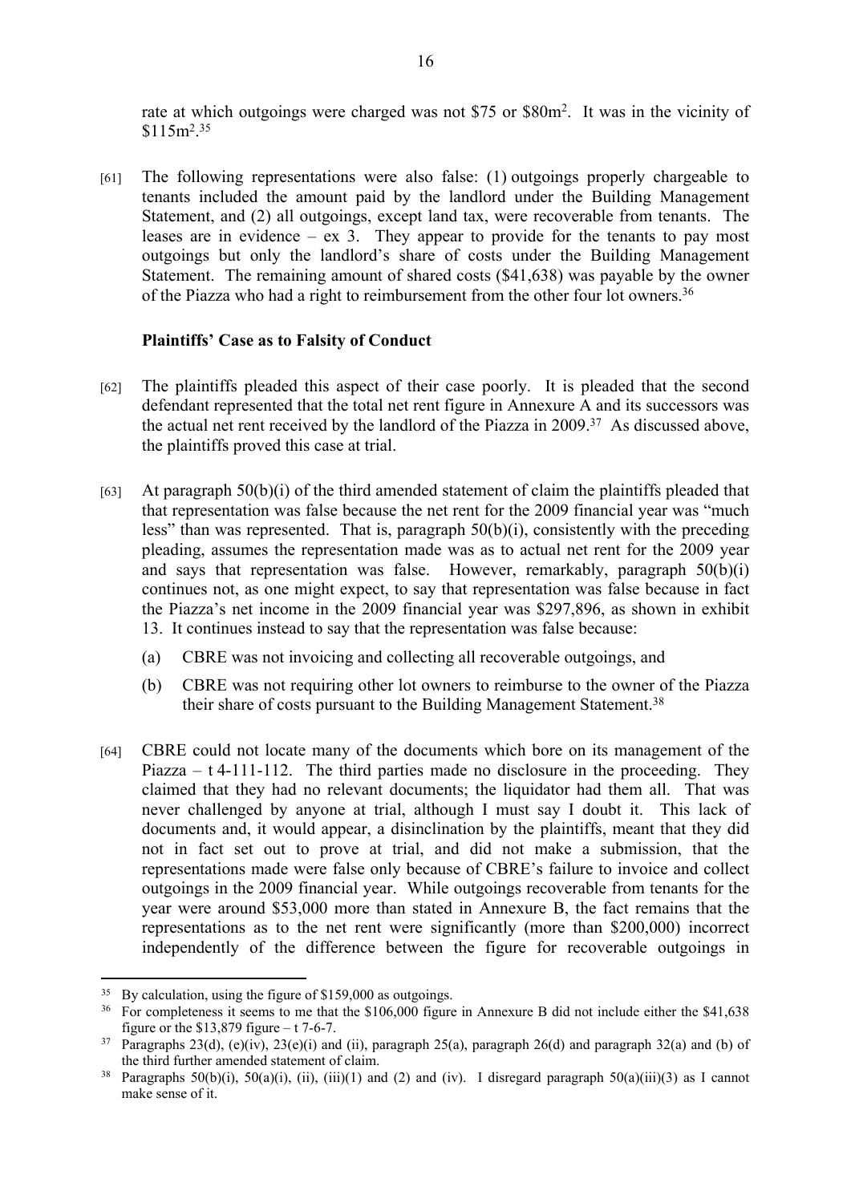rate at which outgoings were charged was not \$75 or \$80m². It was in the vicinity of \$115m².[35]

[61] The following representations were also false: (1) outgoings properly chargeable to tenants included the amount paid by the landlord under the Building Management Statement, and (2) all outgoings, except land tax, were recoverable from tenants. The leases are in evidence – ex 3. They appear to provide for the tenants to pay most outgoings but only the landlord's share of costs under the Building Management Statement. The remaining amount of shared costs (\$41,638) was payable by the owner of the Piazza who had a right to reimbursement from the other four lot owners.[36]

**Plaintiffs' Case as to Falsity of Conduct**

[62] The plaintiffs pleaded this aspect of their case poorly. It is pleaded that the second defendant represented that the total net rent figure in Annexure A and its successors was the actual net rent received by the landlord of the Piazza in 2009.[37] As discussed above, the plaintiffs proved this case at trial.

[63] At paragraph 50(b)(i) of the third amended statement of claim the plaintiffs pleaded that that representation was false because the net rent for the 2009 financial year was "much less" than was represented. That is, paragraph 50(b)(i), consistently with the preceding pleading, assumes the representation made was as to actual net rent for the 2009 year and says that representation was false. However, remarkably, paragraph 50(b)(i) continues not, as one might expect, to say that representation was false because in fact the Piazza's net income in the 2009 financial year was \$297,896, as shown in exhibit 13. It continues instead to say that the representation was false because:

(a) CBRE was not invoicing and collecting all recoverable outgoings, and

(b) CBRE was not requiring other lot owners to reimburse to the owner of the Piazza their share of costs pursuant to the Building Management Statement.[38]

[64] CBRE could not locate many of the documents which bore on its management of the Piazza – t 4-111-112. The third parties made no disclosure in the proceeding. They claimed that they had no relevant documents; the liquidator had them all. That was never challenged by anyone at trial, although I must say I doubt it. This lack of documents and, it would appear, a disinclination by the plaintiffs, meant that they did not in fact set out to prove at trial, and did not make a submission, that the representations made were false only because of CBRE's failure to invoice and collect outgoings in the 2009 financial year. While outgoings recoverable from tenants for the year were around \$53,000 more than stated in Annexure B, the fact remains that the representations as to the net rent were significantly (more than \$200,000) incorrect independently of the difference between the figure for recoverable outgoings in

---

[35] By calculation, using the figure of \$159,000 as outgoings.

[36] For completeness it seems to me that the \$106,000 figure in Annexure B did not include either the \$41,638 figure or the \$13,879 figure – t 7-6-7.

[37] Paragraphs 23(d), (e)(iv), 23(e)(i) and (ii), paragraph 25(a), paragraph 26(d) and paragraph 32(a) and (b) of the third further amended statement of claim.

[38] Paragraphs 50(b)(i), 50(a)(i), (ii), (iii)(1) and (2) and (iv). I disregard paragraph 50(a)(iii)(3) as I cannot make sense of it.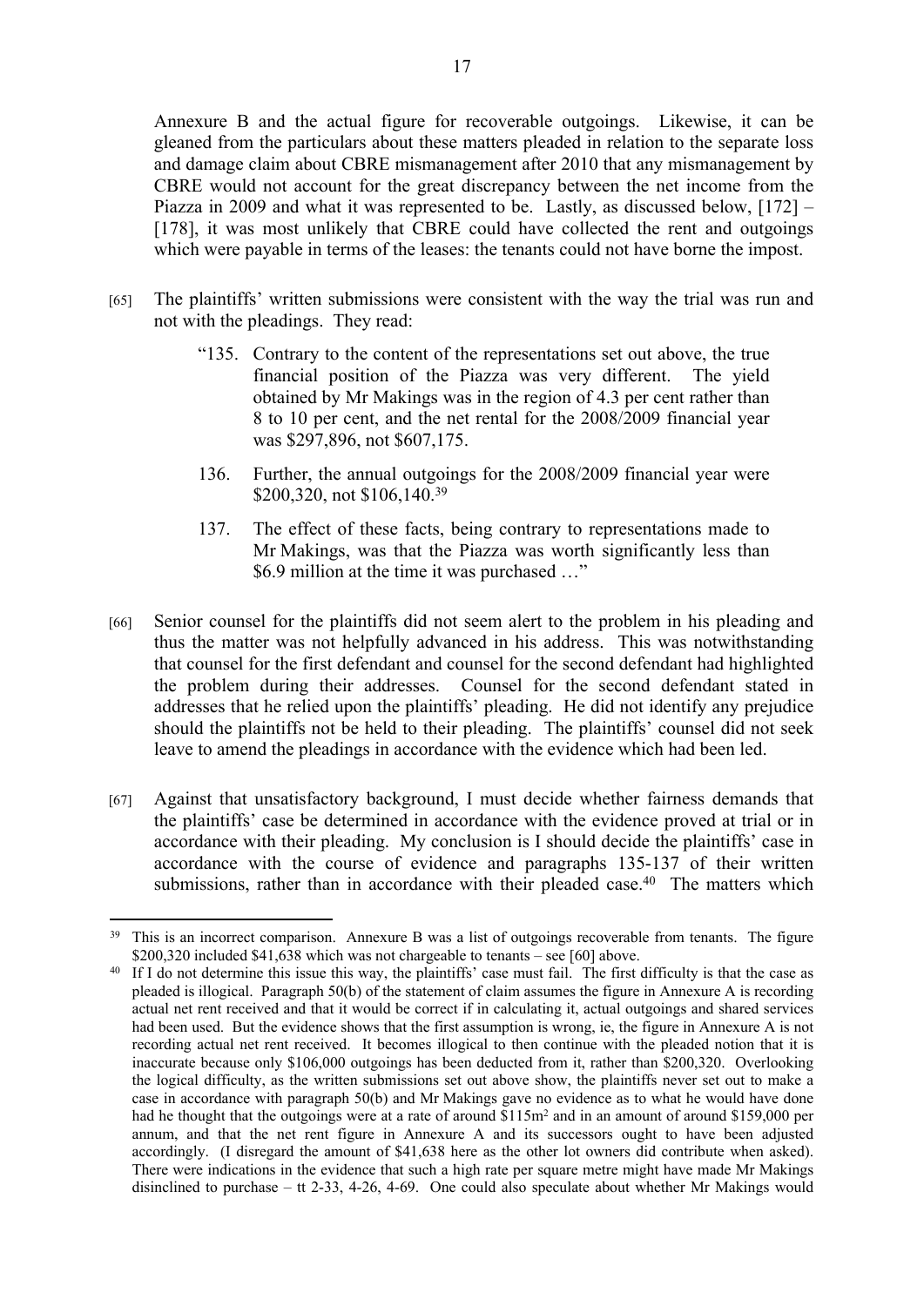Annexure B and the actual figure for recoverable outgoings. Likewise, it can be gleaned from the particulars about these matters pleaded in relation to the separate loss and damage claim about CBRE mismanagement after 2010 that any mismanagement by CBRE would not account for the great discrepancy between the net income from the Piazza in 2009 and what it was represented to be. Lastly, as discussed below, [172] – [178], it was most unlikely that CBRE could have collected the rent and outgoings which were payable in terms of the leases: the tenants could not have borne the impost.

[65] The plaintiffs' written submissions were consistent with the way the trial was run and not with the pleadings. They read:

> "135. Contrary to the content of the representations set out above, the true financial position of the Piazza was very different. The yield obtained by Mr Makings was in the region of 4.3 per cent rather than 8 to 10 per cent, and the net rental for the 2008/2009 financial year was $297,896, not $607,175.
>
> 136. Further, the annual outgoings for the 2008/2009 financial year were $200,320, not $106,140.[39]
>
> 137. The effect of these facts, being contrary to representations made to Mr Makings, was that the Piazza was worth significantly less than $6.9 million at the time it was purchased …"

[66] Senior counsel for the plaintiffs did not seem alert to the problem in his pleading and thus the matter was not helpfully advanced in his address. This was notwithstanding that counsel for the first defendant and counsel for the second defendant had highlighted the problem during their addresses. Counsel for the second defendant stated in addresses that he relied upon the plaintiffs' pleading. He did not identify any prejudice should the plaintiffs not be held to their pleading. The plaintiffs' counsel did not seek leave to amend the pleadings in accordance with the evidence which had been led.

[67] Against that unsatisfactory background, I must decide whether fairness demands that the plaintiffs' case be determined in accordance with the evidence proved at trial or in accordance with their pleading. My conclusion is I should decide the plaintiffs' case in accordance with the course of evidence and paragraphs 135-137 of their written submissions, rather than in accordance with their pleaded case.[40] The matters which

---

[39] This is an incorrect comparison. Annexure B was a list of outgoings recoverable from tenants. The figure $200,320 included $41,638 which was not chargeable to tenants – see [60] above.

[40] If I do not determine this issue this way, the plaintiffs' case must fail. The first difficulty is that the case as pleaded is illogical. Paragraph 50(b) of the statement of claim assumes the figure in Annexure A is recording actual net rent received and that it would be correct if in calculating it, actual outgoings and shared services had been used. But the evidence shows that the first assumption is wrong, ie, the figure in Annexure A is not recording actual net rent received. It becomes illogical to then continue with the pleaded notion that it is inaccurate because only $106,000 outgoings has been deducted from it, rather than $200,320. Overlooking the logical difficulty, as the written submissions set out above show, the plaintiffs never set out to make a case in accordance with paragraph 50(b) and Mr Makings gave no evidence as to what he would have done had he thought that the outgoings were at a rate of around $115m$^2$ and in an amount of around $159,000 per annum, and that the net rent figure in Annexure A and its successors ought to have been adjusted accordingly. (I disregard the amount of $41,638 here as the other lot owners did contribute when asked). There were indications in the evidence that such a high rate per square metre might have made Mr Makings disinclined to purchase – tt 2-33, 4-26, 4-69. One could also speculate about whether Mr Makings would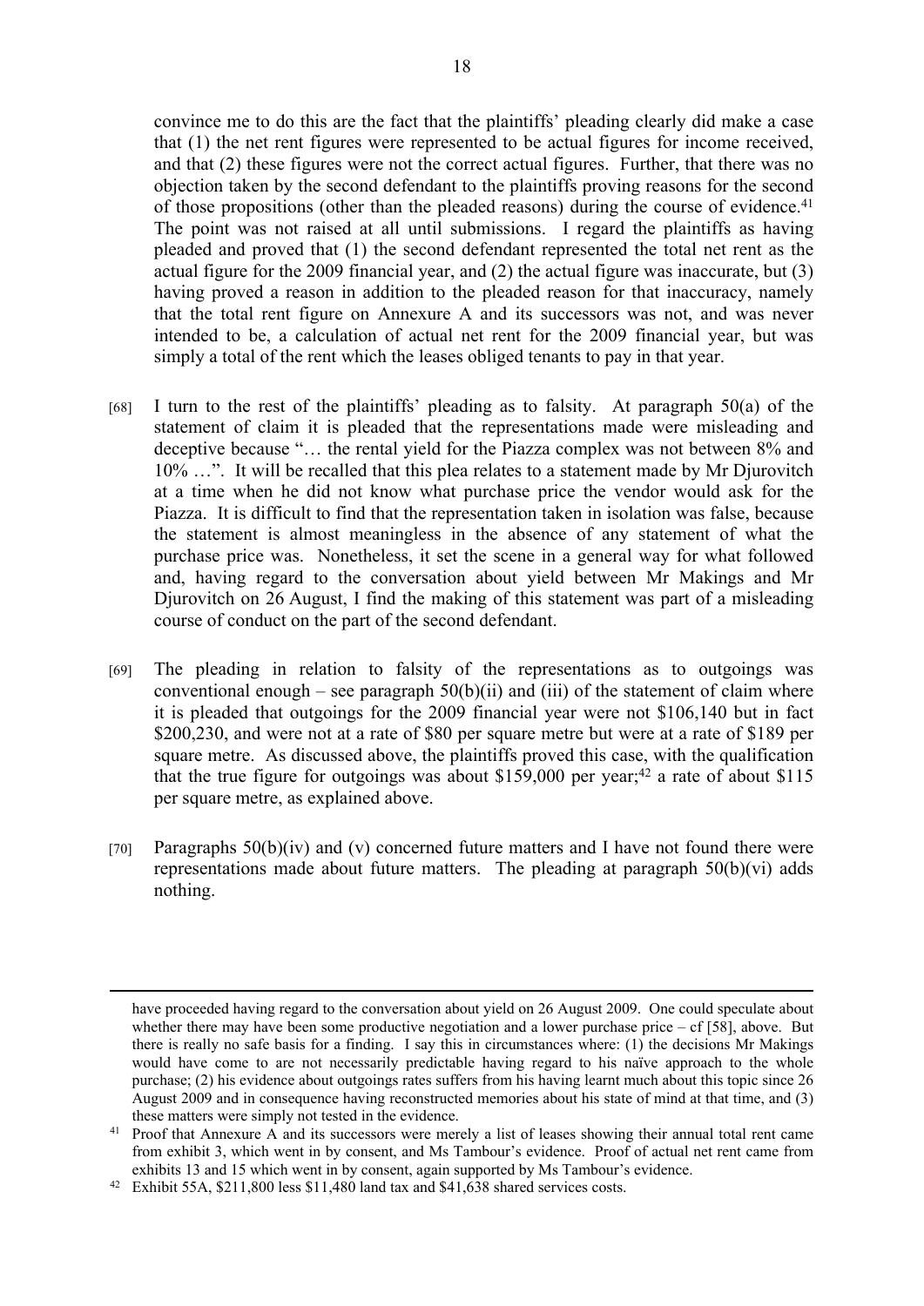convince me to do this are the fact that the plaintiffs' pleading clearly did make a case that (1) the net rent figures were represented to be actual figures for income received, and that (2) these figures were not the correct actual figures. Further, that there was no objection taken by the second defendant to the plaintiffs proving reasons for the second of those propositions (other than the pleaded reasons) during the course of evidence.[41] The point was not raised at all until submissions. I regard the plaintiffs as having pleaded and proved that (1) the second defendant represented the total net rent as the actual figure for the 2009 financial year, and (2) the actual figure was inaccurate, but (3) having proved a reason in addition to the pleaded reason for that inaccuracy, namely that the total rent figure on Annexure A and its successors was not, and was never intended to be, a calculation of actual net rent for the 2009 financial year, but was simply a total of the rent which the leases obliged tenants to pay in that year.

[68] I turn to the rest of the plaintiffs' pleading as to falsity. At paragraph 50(a) of the statement of claim it is pleaded that the representations made were misleading and deceptive because "… the rental yield for the Piazza complex was not between 8% and 10% …". It will be recalled that this plea relates to a statement made by Mr Djurovitch at a time when he did not know what purchase price the vendor would ask for the Piazza. It is difficult to find that the representation taken in isolation was false, because the statement is almost meaningless in the absence of any statement of what the purchase price was. Nonetheless, it set the scene in a general way for what followed and, having regard to the conversation about yield between Mr Makings and Mr Djurovitch on 26 August, I find the making of this statement was part of a misleading course of conduct on the part of the second defendant.

[69] The pleading in relation to falsity of the representations as to outgoings was conventional enough – see paragraph 50(b)(ii) and (iii) of the statement of claim where it is pleaded that outgoings for the 2009 financial year were not $106,140 but in fact $200,230, and were not at a rate of $80 per square metre but were at a rate of $189 per square metre. As discussed above, the plaintiffs proved this case, with the qualification that the true figure for outgoings was about $159,000 per year;[42] a rate of about $115 per square metre, as explained above.

[70] Paragraphs 50(b)(iv) and (v) concerned future matters and I have not found there were representations made about future matters. The pleading at paragraph 50(b)(vi) adds nothing.

---

have proceeded having regard to the conversation about yield on 26 August 2009. One could speculate about whether there may have been some productive negotiation and a lower purchase price – cf [58], above. But there is really no safe basis for a finding. I say this in circumstances where: (1) the decisions Mr Makings would have come to are not necessarily predictable having regard to his naïve approach to the whole purchase; (2) his evidence about outgoings rates suffers from his having learnt much about this topic since 26 August 2009 and in consequence having reconstructed memories about his state of mind at that time, and (3) these matters were simply not tested in the evidence.

[41] Proof that Annexure A and its successors were merely a list of leases showing their annual total rent came from exhibit 3, which went in by consent, and Ms Tambour's evidence. Proof of actual net rent came from exhibits 13 and 15 which went in by consent, again supported by Ms Tambour's evidence.

[42] Exhibit 55A, $211,800 less $11,480 land tax and $41,638 shared services costs.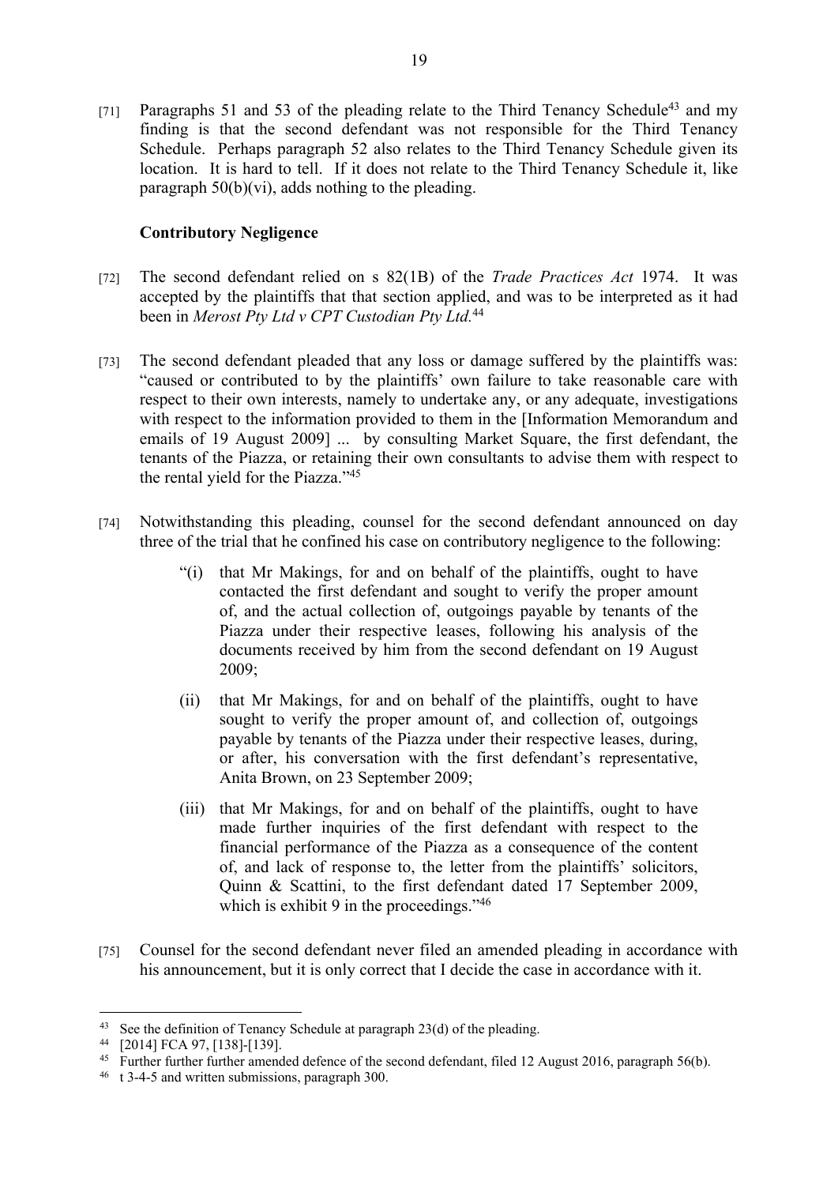[71] Paragraphs 51 and 53 of the pleading relate to the Third Tenancy Schedule[43] and my finding is that the second defendant was not responsible for the Third Tenancy Schedule. Perhaps paragraph 52 also relates to the Third Tenancy Schedule given its location. It is hard to tell. If it does not relate to the Third Tenancy Schedule it, like paragraph 50(b)(vi), adds nothing to the pleading.

**Contributory Negligence**

[72] The second defendant relied on s 82(1B) of the *Trade Practices Act* 1974. It was accepted by the plaintiffs that that section applied, and was to be interpreted as it had been in *Merost Pty Ltd v CPT Custodian Pty Ltd.*[44]

[73] The second defendant pleaded that any loss or damage suffered by the plaintiffs was: "caused or contributed to by the plaintiffs' own failure to take reasonable care with respect to their own interests, namely to undertake any, or any adequate, investigations with respect to the information provided to them in the [Information Memorandum and emails of 19 August 2009] ... by consulting Market Square, the first defendant, the tenants of the Piazza, or retaining their own consultants to advise them with respect to the rental yield for the Piazza."[45]

[74] Notwithstanding this pleading, counsel for the second defendant announced on day three of the trial that he confined his case on contributory negligence to the following:

> "(i) that Mr Makings, for and on behalf of the plaintiffs, ought to have contacted the first defendant and sought to verify the proper amount of, and the actual collection of, outgoings payable by tenants of the Piazza under their respective leases, following his analysis of the documents received by him from the second defendant on 19 August 2009;
>
> (ii) that Mr Makings, for and on behalf of the plaintiffs, ought to have sought to verify the proper amount of, and collection of, outgoings payable by tenants of the Piazza under their respective leases, during, or after, his conversation with the first defendant's representative, Anita Brown, on 23 September 2009;
>
> (iii) that Mr Makings, for and on behalf of the plaintiffs, ought to have made further inquiries of the first defendant with respect to the financial performance of the Piazza as a consequence of the content of, and lack of response to, the letter from the plaintiffs' solicitors, Quinn & Scattini, to the first defendant dated 17 September 2009, which is exhibit 9 in the proceedings."[46]

[75] Counsel for the second defendant never filed an amended pleading in accordance with his announcement, but it is only correct that I decide the case in accordance with it.

---

[43] See the definition of Tenancy Schedule at paragraph 23(d) of the pleading.

[44] [2014] FCA 97, [138]-[139].

[45] Further further further amended defence of the second defendant, filed 12 August 2016, paragraph 56(b).

[46] t 3-4-5 and written submissions, paragraph 300.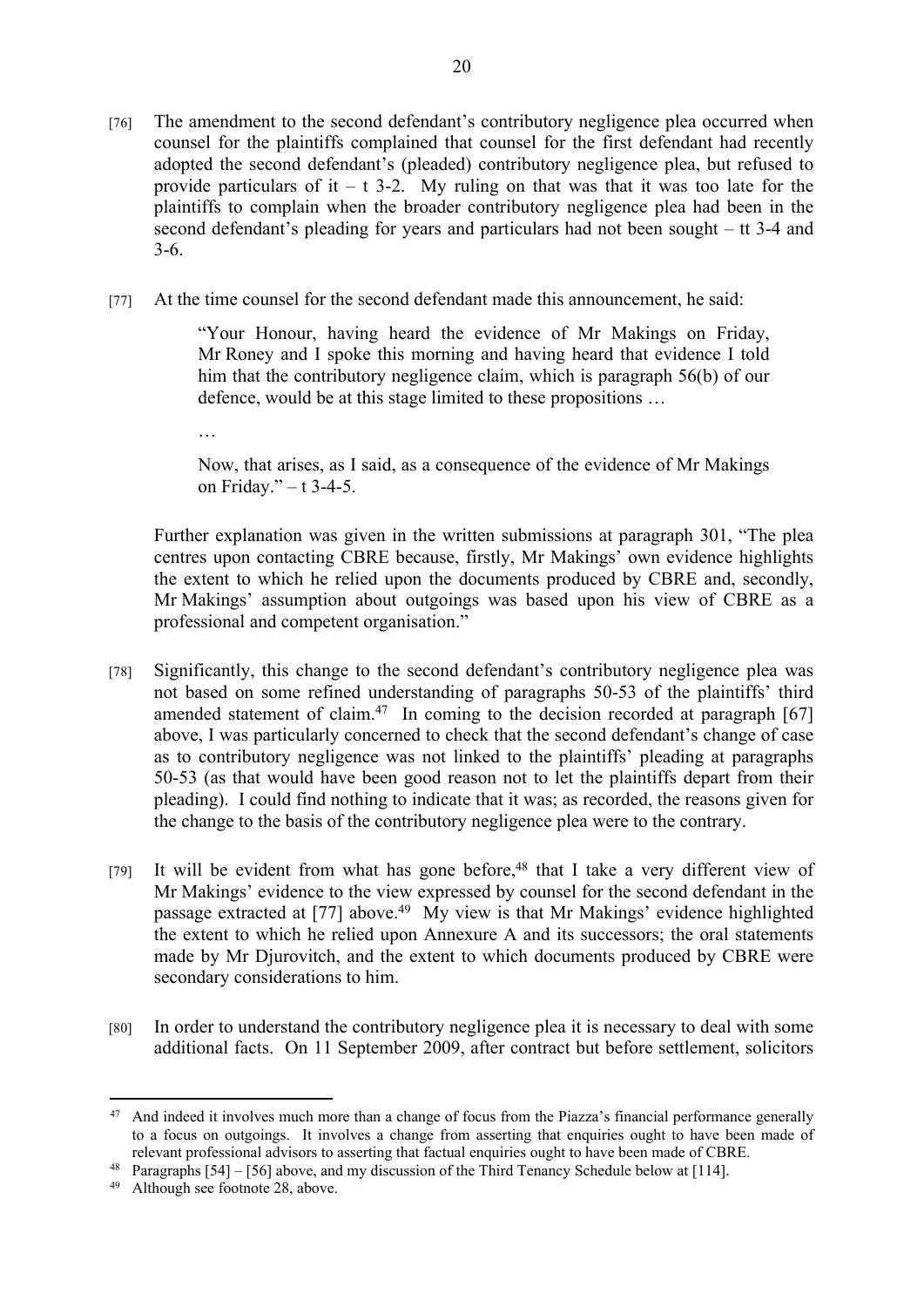[76] The amendment to the second defendant's contributory negligence plea occurred when counsel for the plaintiffs complained that counsel for the first defendant had recently adopted the second defendant's (pleaded) contributory negligence plea, but refused to provide particulars of it – t 3-2. My ruling on that was that it was too late for the plaintiffs to complain when the broader contributory negligence plea had been in the second defendant's pleading for years and particulars had not been sought – tt 3-4 and 3-6.

[77] At the time counsel for the second defendant made this announcement, he said:

> "Your Honour, having heard the evidence of Mr Makings on Friday, Mr Roney and I spoke this morning and having heard that evidence I told him that the contributory negligence claim, which is paragraph 56(b) of our defence, would be at this stage limited to these propositions …
>
> …
>
> Now, that arises, as I said, as a consequence of the evidence of Mr Makings on Friday." – t 3-4-5.

Further explanation was given in the written submissions at paragraph 301, "The plea centres upon contacting CBRE because, firstly, Mr Makings' own evidence highlights the extent to which he relied upon the documents produced by CBRE and, secondly, Mr Makings' assumption about outgoings was based upon his view of CBRE as a professional and competent organisation."

[78] Significantly, this change to the second defendant's contributory negligence plea was not based on some refined understanding of paragraphs 50-53 of the plaintiffs' third amended statement of claim.[47] In coming to the decision recorded at paragraph [67] above, I was particularly concerned to check that the second defendant's change of case as to contributory negligence was not linked to the plaintiffs' pleading at paragraphs 50-53 (as that would have been good reason not to let the plaintiffs depart from their pleading). I could find nothing to indicate that it was; as recorded, the reasons given for the change to the basis of the contributory negligence plea were to the contrary.

[79] It will be evident from what has gone before,[48] that I take a very different view of Mr Makings' evidence to the view expressed by counsel for the second defendant in the passage extracted at [77] above.[49] My view is that Mr Makings' evidence highlighted the extent to which he relied upon Annexure A and its successors; the oral statements made by Mr Djurovitch, and the extent to which documents produced by CBRE were secondary considerations to him.

[80] In order to understand the contributory negligence plea it is necessary to deal with some additional facts. On 11 September 2009, after contract but before settlement, solicitors

---

[47] And indeed it involves much more than a change of focus from the Piazza's financial performance generally to a focus on outgoings. It involves a change from asserting that enquiries ought to have been made of relevant professional advisors to asserting that factual enquiries ought to have been made of CBRE.

[48] Paragraphs [54] – [56] above, and my discussion of the Third Tenancy Schedule below at [114].

[49] Although see footnote 28, above.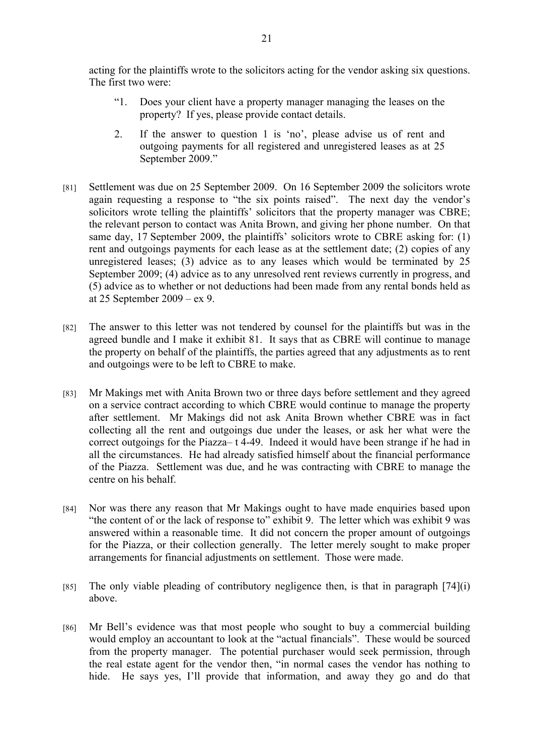acting for the plaintiffs wrote to the solicitors acting for the vendor asking six questions. The first two were:

> "1. Does your client have a property manager managing the leases on the property? If yes, please provide contact details.
>
> 2. If the answer to question 1 is 'no', please advise us of rent and outgoing payments for all registered and unregistered leases as at 25 September 2009."

[81] Settlement was due on 25 September 2009. On 16 September 2009 the solicitors wrote again requesting a response to "the six points raised". The next day the vendor's solicitors wrote telling the plaintiffs' solicitors that the property manager was CBRE; the relevant person to contact was Anita Brown, and giving her phone number. On that same day, 17 September 2009, the plaintiffs' solicitors wrote to CBRE asking for: (1) rent and outgoings payments for each lease as at the settlement date; (2) copies of any unregistered leases; (3) advice as to any leases which would be terminated by 25 September 2009; (4) advice as to any unresolved rent reviews currently in progress, and (5) advice as to whether or not deductions had been made from any rental bonds held as at 25 September 2009 – ex 9.

[82] The answer to this letter was not tendered by counsel for the plaintiffs but was in the agreed bundle and I make it exhibit 81. It says that as CBRE will continue to manage the property on behalf of the plaintiffs, the parties agreed that any adjustments as to rent and outgoings were to be left to CBRE to make.

[83] Mr Makings met with Anita Brown two or three days before settlement and they agreed on a service contract according to which CBRE would continue to manage the property after settlement. Mr Makings did not ask Anita Brown whether CBRE was in fact collecting all the rent and outgoings due under the leases, or ask her what were the correct outgoings for the Piazza– t 4-49. Indeed it would have been strange if he had in all the circumstances. He had already satisfied himself about the financial performance of the Piazza. Settlement was due, and he was contracting with CBRE to manage the centre on his behalf.

[84] Nor was there any reason that Mr Makings ought to have made enquiries based upon "the content of or the lack of response to" exhibit 9. The letter which was exhibit 9 was answered within a reasonable time. It did not concern the proper amount of outgoings for the Piazza, or their collection generally. The letter merely sought to make proper arrangements for financial adjustments on settlement. Those were made.

[85] The only viable pleading of contributory negligence then, is that in paragraph [74](i) above.

[86] Mr Bell's evidence was that most people who sought to buy a commercial building would employ an accountant to look at the "actual financials". These would be sourced from the property manager. The potential purchaser would seek permission, through the real estate agent for the vendor then, "in normal cases the vendor has nothing to hide. He says yes, I'll provide that information, and away they go and do that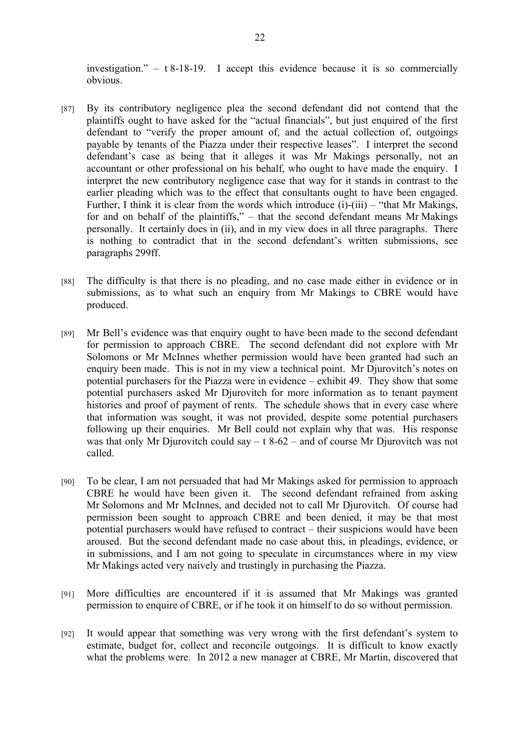investigation." – t 8-18-19. I accept this evidence because it is so commercially obvious.

[87] By its contributory negligence plea the second defendant did not contend that the plaintiffs ought to have asked for the "actual financials", but just enquired of the first defendant to "verify the proper amount of, and the actual collection of, outgoings payable by tenants of the Piazza under their respective leases". I interpret the second defendant's case as being that it alleges it was Mr Makings personally, not an accountant or other professional on his behalf, who ought to have made the enquiry. I interpret the new contributory negligence case that way for it stands in contrast to the earlier pleading which was to the effect that consultants ought to have been engaged. Further, I think it is clear from the words which introduce (i)-(iii) – "that Mr Makings, for and on behalf of the plaintiffs," – that the second defendant means Mr Makings personally. It certainly does in (ii), and in my view does in all three paragraphs. There is nothing to contradict that in the second defendant's written submissions, see paragraphs 299ff.

[88] The difficulty is that there is no pleading, and no case made either in evidence or in submissions, as to what such an enquiry from Mr Makings to CBRE would have produced.

[89] Mr Bell's evidence was that enquiry ought to have been made to the second defendant for permission to approach CBRE. The second defendant did not explore with Mr Solomons or Mr McInnes whether permission would have been granted had such an enquiry been made. This is not in my view a technical point. Mr Djurovitch's notes on potential purchasers for the Piazza were in evidence – exhibit 49. They show that some potential purchasers asked Mr Djurovitch for more information as to tenant payment histories and proof of payment of rents. The schedule shows that in every case where that information was sought, it was not provided, despite some potential purchasers following up their enquiries. Mr Bell could not explain why that was. His response was that only Mr Djurovitch could say – t 8-62 – and of course Mr Djurovitch was not called.

[90] To be clear, I am not persuaded that had Mr Makings asked for permission to approach CBRE he would have been given it. The second defendant refrained from asking Mr Solomons and Mr McInnes, and decided not to call Mr Djurovitch. Of course had permission been sought to approach CBRE and been denied, it may be that most potential purchasers would have refused to contract – their suspicions would have been aroused. But the second defendant made no case about this, in pleadings, evidence, or in submissions, and I am not going to speculate in circumstances where in my view Mr Makings acted very naively and trustingly in purchasing the Piazza.

[91] More difficulties are encountered if it is assumed that Mr Makings was granted permission to enquire of CBRE, or if he took it on himself to do so without permission.

[92] It would appear that something was very wrong with the first defendant's system to estimate, budget for, collect and reconcile outgoings. It is difficult to know exactly what the problems were. In 2012 a new manager at CBRE, Mr Martin, discovered that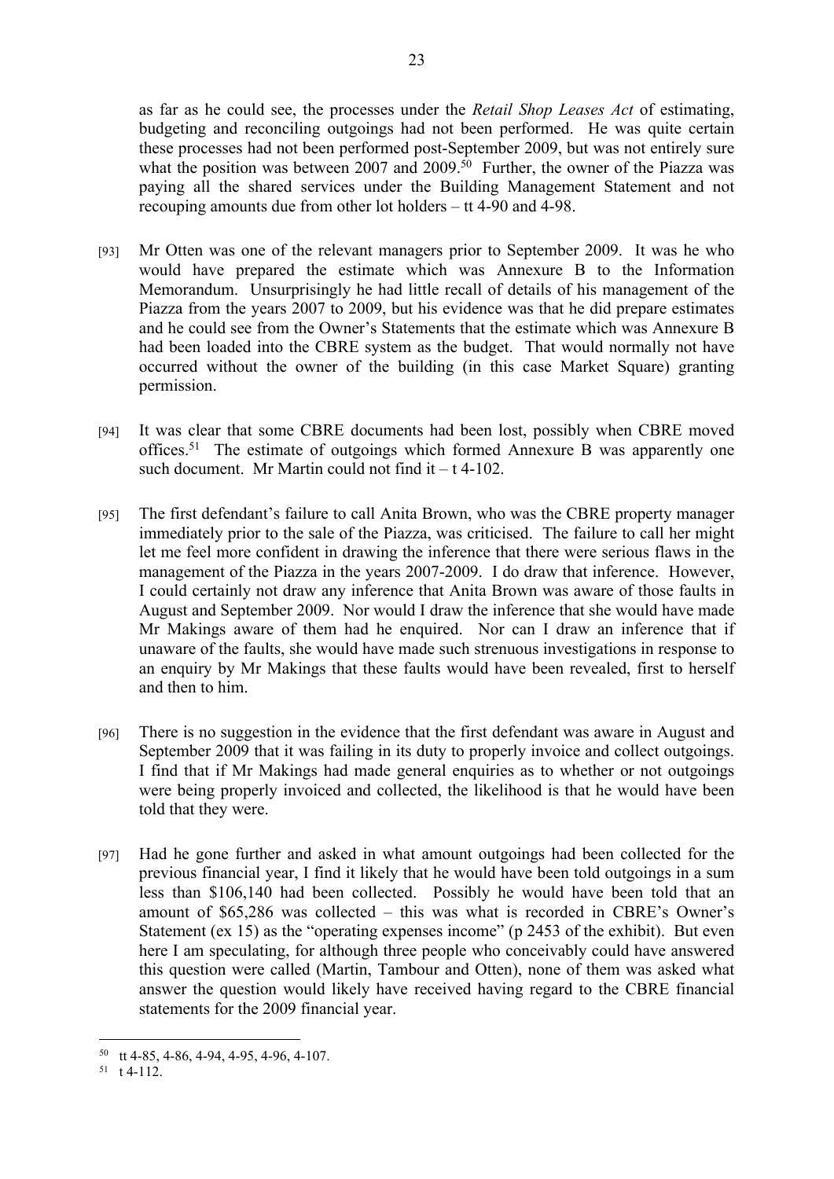as far as he could see, the processes under the *Retail Shop Leases Act* of estimating, budgeting and reconciling outgoings had not been performed. He was quite certain these processes had not been performed post-September 2009, but was not entirely sure what the position was between 2007 and 2009.[50] Further, the owner of the Piazza was paying all the shared services under the Building Management Statement and not recouping amounts due from other lot holders – tt 4-90 and 4-98.

[93] Mr Otten was one of the relevant managers prior to September 2009. It was he who would have prepared the estimate which was Annexure B to the Information Memorandum. Unsurprisingly he had little recall of details of his management of the Piazza from the years 2007 to 2009, but his evidence was that he did prepare estimates and he could see from the Owner's Statements that the estimate which was Annexure B had been loaded into the CBRE system as the budget. That would normally not have occurred without the owner of the building (in this case Market Square) granting permission.

[94] It was clear that some CBRE documents had been lost, possibly when CBRE moved offices.[51] The estimate of outgoings which formed Annexure B was apparently one such document. Mr Martin could not find it – t 4-102.

[95] The first defendant's failure to call Anita Brown, who was the CBRE property manager immediately prior to the sale of the Piazza, was criticised. The failure to call her might let me feel more confident in drawing the inference that there were serious flaws in the management of the Piazza in the years 2007-2009. I do draw that inference. However, I could certainly not draw any inference that Anita Brown was aware of those faults in August and September 2009. Nor would I draw the inference that she would have made Mr Makings aware of them had he enquired. Nor can I draw an inference that if unaware of the faults, she would have made such strenuous investigations in response to an enquiry by Mr Makings that these faults would have been revealed, first to herself and then to him.

[96] There is no suggestion in the evidence that the first defendant was aware in August and September 2009 that it was failing in its duty to properly invoice and collect outgoings. I find that if Mr Makings had made general enquiries as to whether or not outgoings were being properly invoiced and collected, the likelihood is that he would have been told that they were.

[97] Had he gone further and asked in what amount outgoings had been collected for the previous financial year, I find it likely that he would have been told outgoings in a sum less than $106,140 had been collected. Possibly he would have been told that an amount of $65,286 was collected – this was what is recorded in CBRE's Owner's Statement (ex 15) as the "operating expenses income" (p 2453 of the exhibit). But even here I am speculating, for although three people who conceivably could have answered this question were called (Martin, Tambour and Otten), none of them was asked what answer the question would likely have received having regard to the CBRE financial statements for the 2009 financial year.

---

[50] tt 4-85, 4-86, 4-94, 4-95, 4-96, 4-107.

[51] t 4-112.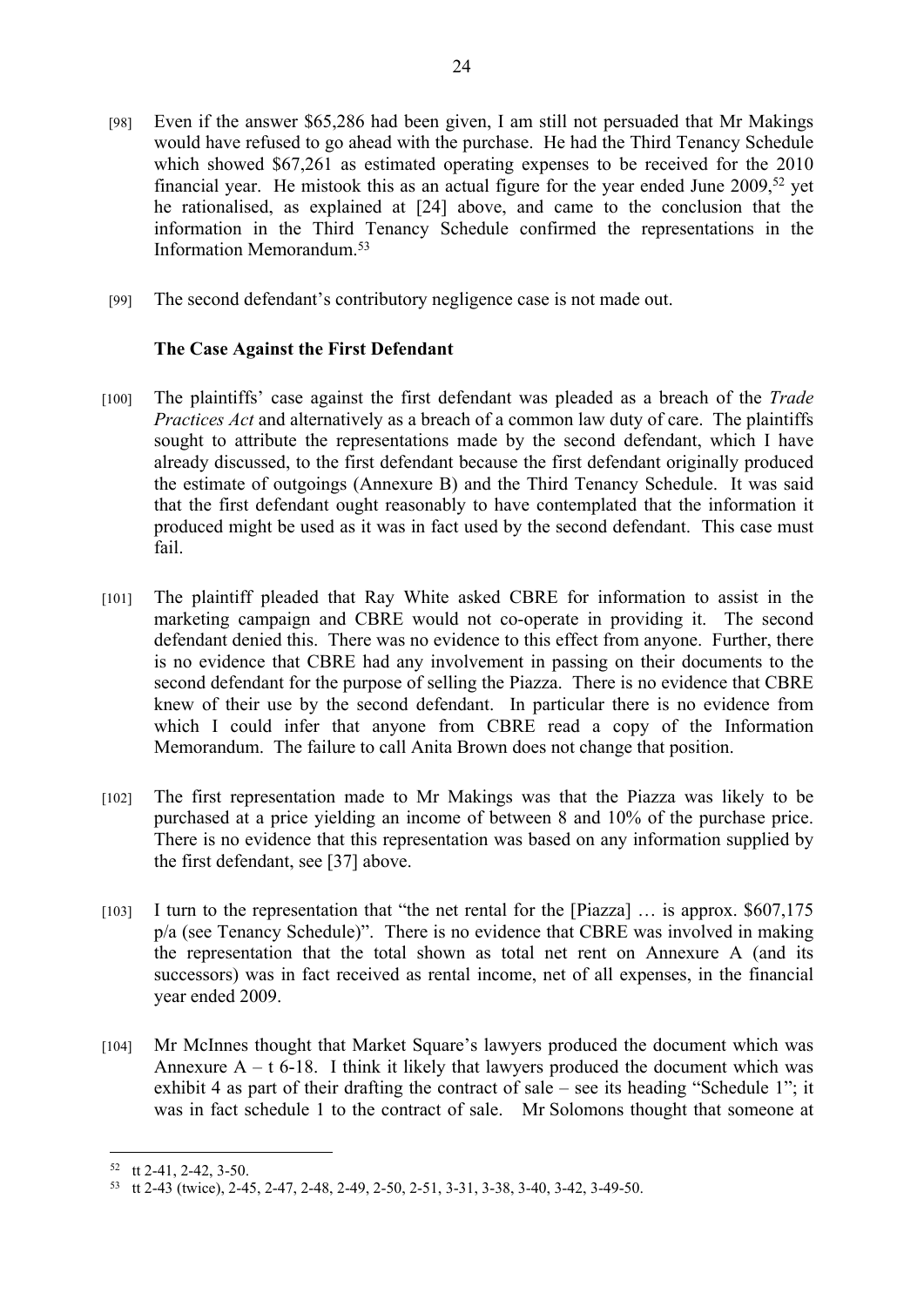[98] Even if the answer $65,286 had been given, I am still not persuaded that Mr Makings would have refused to go ahead with the purchase. He had the Third Tenancy Schedule which showed $67,261 as estimated operating expenses to be received for the 2010 financial year. He mistook this as an actual figure for the year ended June 2009,[52] yet he rationalised, as explained at [24] above, and came to the conclusion that the information in the Third Tenancy Schedule confirmed the representations in the Information Memorandum.[53]

[99] The second defendant's contributory negligence case is not made out.

**The Case Against the First Defendant**

[100] The plaintiffs' case against the first defendant was pleaded as a breach of the *Trade Practices Act* and alternatively as a breach of a common law duty of care. The plaintiffs sought to attribute the representations made by the second defendant, which I have already discussed, to the first defendant because the first defendant originally produced the estimate of outgoings (Annexure B) and the Third Tenancy Schedule. It was said that the first defendant ought reasonably to have contemplated that the information it produced might be used as it was in fact used by the second defendant. This case must fail.

[101] The plaintiff pleaded that Ray White asked CBRE for information to assist in the marketing campaign and CBRE would not co-operate in providing it. The second defendant denied this. There was no evidence to this effect from anyone. Further, there is no evidence that CBRE had any involvement in passing on their documents to the second defendant for the purpose of selling the Piazza. There is no evidence that CBRE knew of their use by the second defendant. In particular there is no evidence from which I could infer that anyone from CBRE read a copy of the Information Memorandum. The failure to call Anita Brown does not change that position.

[102] The first representation made to Mr Makings was that the Piazza was likely to be purchased at a price yielding an income of between 8 and 10% of the purchase price. There is no evidence that this representation was based on any information supplied by the first defendant, see [37] above.

[103] I turn to the representation that "the net rental for the [Piazza] … is approx. $607,175 p/a (see Tenancy Schedule)". There is no evidence that CBRE was involved in making the representation that the total shown as total net rent on Annexure A (and its successors) was in fact received as rental income, net of all expenses, in the financial year ended 2009.

[104] Mr McInnes thought that Market Square's lawyers produced the document which was Annexure A – t 6-18. I think it likely that lawyers produced the document which was exhibit 4 as part of their drafting the contract of sale – see its heading "Schedule 1"; it was in fact schedule 1 to the contract of sale. Mr Solomons thought that someone at

---

[52] tt 2-41, 2-42, 3-50.

[53] tt 2-43 (twice), 2-45, 2-47, 2-48, 2-49, 2-50, 2-51, 3-31, 3-38, 3-40, 3-42, 3-49-50.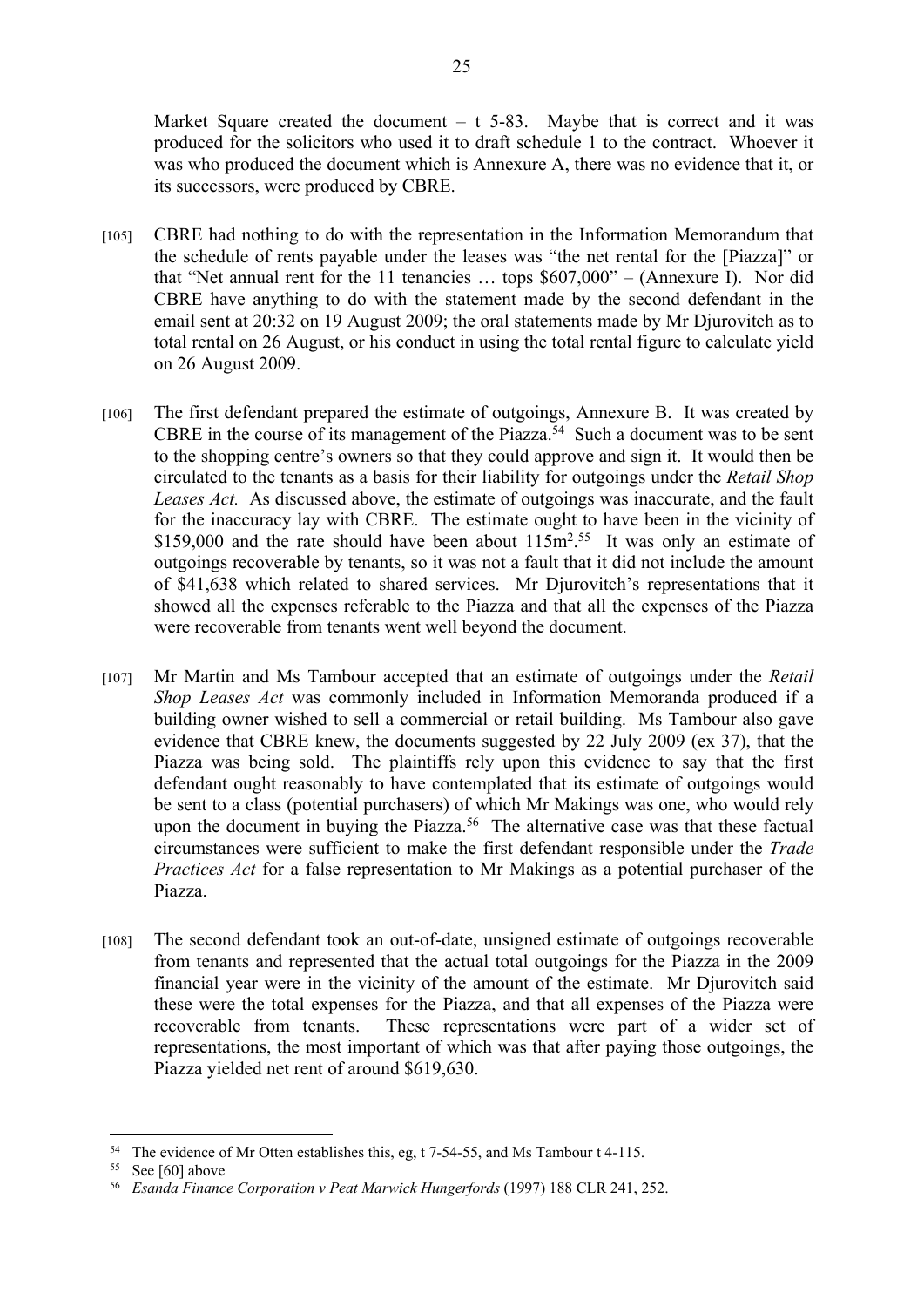Market Square created the document – t 5-83. Maybe that is correct and it was produced for the solicitors who used it to draft schedule 1 to the contract. Whoever it was who produced the document which is Annexure A, there was no evidence that it, or its successors, were produced by CBRE.

[105] CBRE had nothing to do with the representation in the Information Memorandum that the schedule of rents payable under the leases was "the net rental for the [Piazza]" or that "Net annual rent for the 11 tenancies … tops $607,000" – (Annexure I). Nor did CBRE have anything to do with the statement made by the second defendant in the email sent at 20:32 on 19 August 2009; the oral statements made by Mr Djurovitch as to total rental on 26 August, or his conduct in using the total rental figure to calculate yield on 26 August 2009.

[106] The first defendant prepared the estimate of outgoings, Annexure B. It was created by CBRE in the course of its management of the Piazza.[54] Such a document was to be sent to the shopping centre's owners so that they could approve and sign it. It would then be circulated to the tenants as a basis for their liability for outgoings under the *Retail Shop Leases Act.* As discussed above, the estimate of outgoings was inaccurate, and the fault for the inaccuracy lay with CBRE. The estimate ought to have been in the vicinity of $159,000 and the rate should have been about $115m^2$.[55] It was only an estimate of outgoings recoverable by tenants, so it was not a fault that it did not include the amount of $41,638 which related to shared services. Mr Djurovitch's representations that it showed all the expenses referable to the Piazza and that all the expenses of the Piazza were recoverable from tenants went well beyond the document.

[107] Mr Martin and Ms Tambour accepted that an estimate of outgoings under the *Retail Shop Leases Act* was commonly included in Information Memoranda produced if a building owner wished to sell a commercial or retail building. Ms Tambour also gave evidence that CBRE knew, the documents suggested by 22 July 2009 (ex 37), that the Piazza was being sold. The plaintiffs rely upon this evidence to say that the first defendant ought reasonably to have contemplated that its estimate of outgoings would be sent to a class (potential purchasers) of which Mr Makings was one, who would rely upon the document in buying the Piazza.[56] The alternative case was that these factual circumstances were sufficient to make the first defendant responsible under the *Trade Practices Act* for a false representation to Mr Makings as a potential purchaser of the Piazza.

[108] The second defendant took an out-of-date, unsigned estimate of outgoings recoverable from tenants and represented that the actual total outgoings for the Piazza in the 2009 financial year were in the vicinity of the amount of the estimate. Mr Djurovitch said these were the total expenses for the Piazza, and that all expenses of the Piazza were recoverable from tenants. These representations were part of a wider set of representations, the most important of which was that after paying those outgoings, the Piazza yielded net rent of around $619,630.

---

[54] The evidence of Mr Otten establishes this, eg, t 7-54-55, and Ms Tambour t 4-115.

[55] See [60] above

[56] *Esanda Finance Corporation v Peat Marwick Hungerfords* (1997) 188 CLR 241, 252.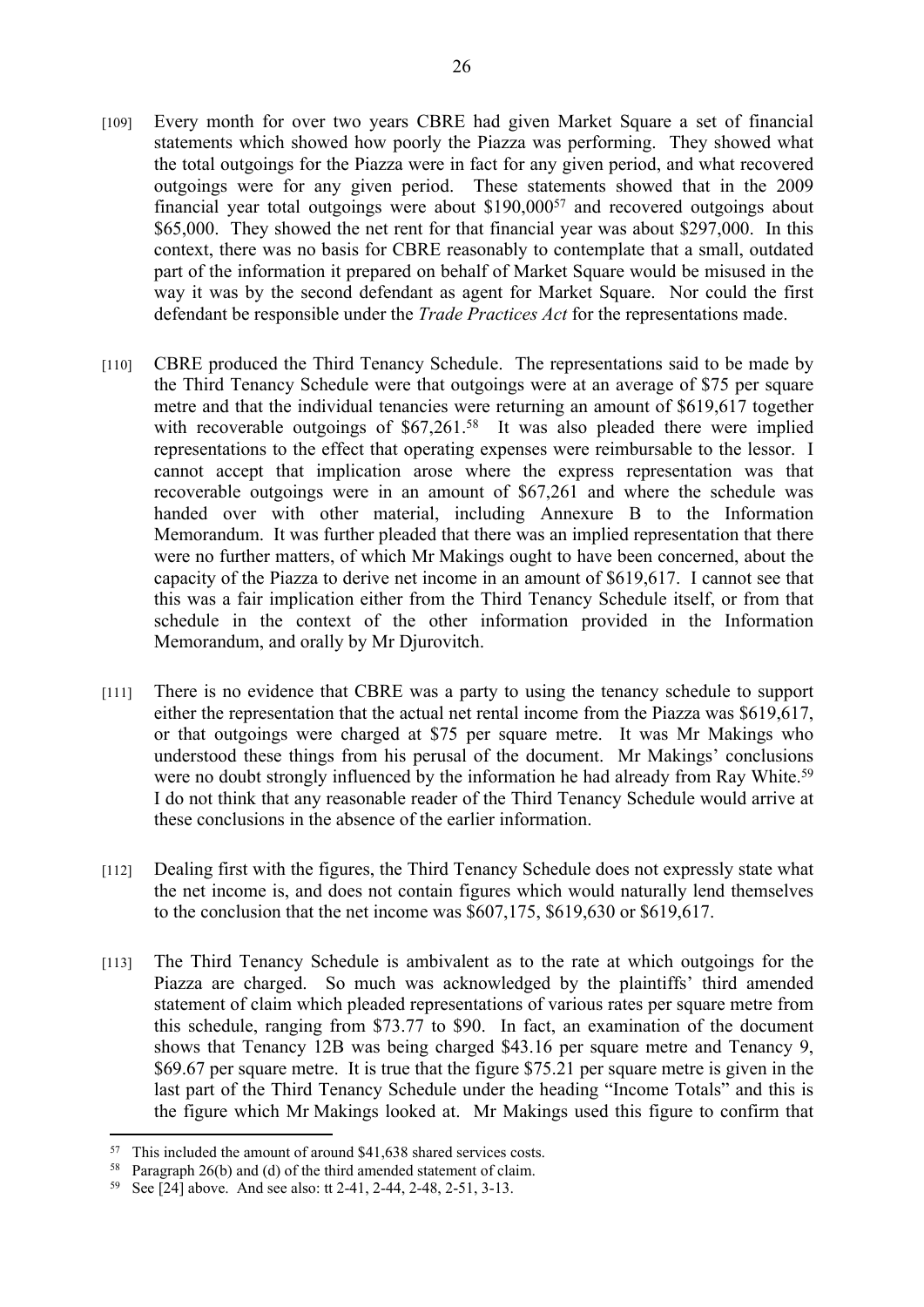[109] Every month for over two years CBRE had given Market Square a set of financial statements which showed how poorly the Piazza was performing. They showed what the total outgoings for the Piazza were in fact for any given period, and what recovered outgoings were for any given period. These statements showed that in the 2009 financial year total outgoings were about $190,000[57] and recovered outgoings about $65,000. They showed the net rent for that financial year was about $297,000. In this context, there was no basis for CBRE reasonably to contemplate that a small, outdated part of the information it prepared on behalf of Market Square would be misused in the way it was by the second defendant as agent for Market Square. Nor could the first defendant be responsible under the *Trade Practices Act* for the representations made.

[110] CBRE produced the Third Tenancy Schedule. The representations said to be made by the Third Tenancy Schedule were that outgoings were at an average of $75 per square metre and that the individual tenancies were returning an amount of $619,617 together with recoverable outgoings of $67,261.[58] It was also pleaded there were implied representations to the effect that operating expenses were reimbursable to the lessor. I cannot accept that implication arose where the express representation was that recoverable outgoings were in an amount of $67,261 and where the schedule was handed over with other material, including Annexure B to the Information Memorandum. It was further pleaded that there was an implied representation that there were no further matters, of which Mr Makings ought to have been concerned, about the capacity of the Piazza to derive net income in an amount of $619,617. I cannot see that this was a fair implication either from the Third Tenancy Schedule itself, or from that schedule in the context of the other information provided in the Information Memorandum, and orally by Mr Djurovitch.

[111] There is no evidence that CBRE was a party to using the tenancy schedule to support either the representation that the actual net rental income from the Piazza was $619,617, or that outgoings were charged at $75 per square metre. It was Mr Makings who understood these things from his perusal of the document. Mr Makings' conclusions were no doubt strongly influenced by the information he had already from Ray White.[59] I do not think that any reasonable reader of the Third Tenancy Schedule would arrive at these conclusions in the absence of the earlier information.

[112] Dealing first with the figures, the Third Tenancy Schedule does not expressly state what the net income is, and does not contain figures which would naturally lend themselves to the conclusion that the net income was $607,175, $619,630 or $619,617.

[113] The Third Tenancy Schedule is ambivalent as to the rate at which outgoings for the Piazza are charged. So much was acknowledged by the plaintiffs' third amended statement of claim which pleaded representations of various rates per square metre from this schedule, ranging from $73.77 to $90. In fact, an examination of the document shows that Tenancy 12B was being charged $43.16 per square metre and Tenancy 9, $69.67 per square metre. It is true that the figure $75.21 per square metre is given in the last part of the Third Tenancy Schedule under the heading "Income Totals" and this is the figure which Mr Makings looked at. Mr Makings used this figure to confirm that

---

[57] This included the amount of around $41,638 shared services costs.

[58] Paragraph 26(b) and (d) of the third amended statement of claim.

[59] See [24] above. And see also: tt 2-41, 2-44, 2-48, 2-51, 3-13.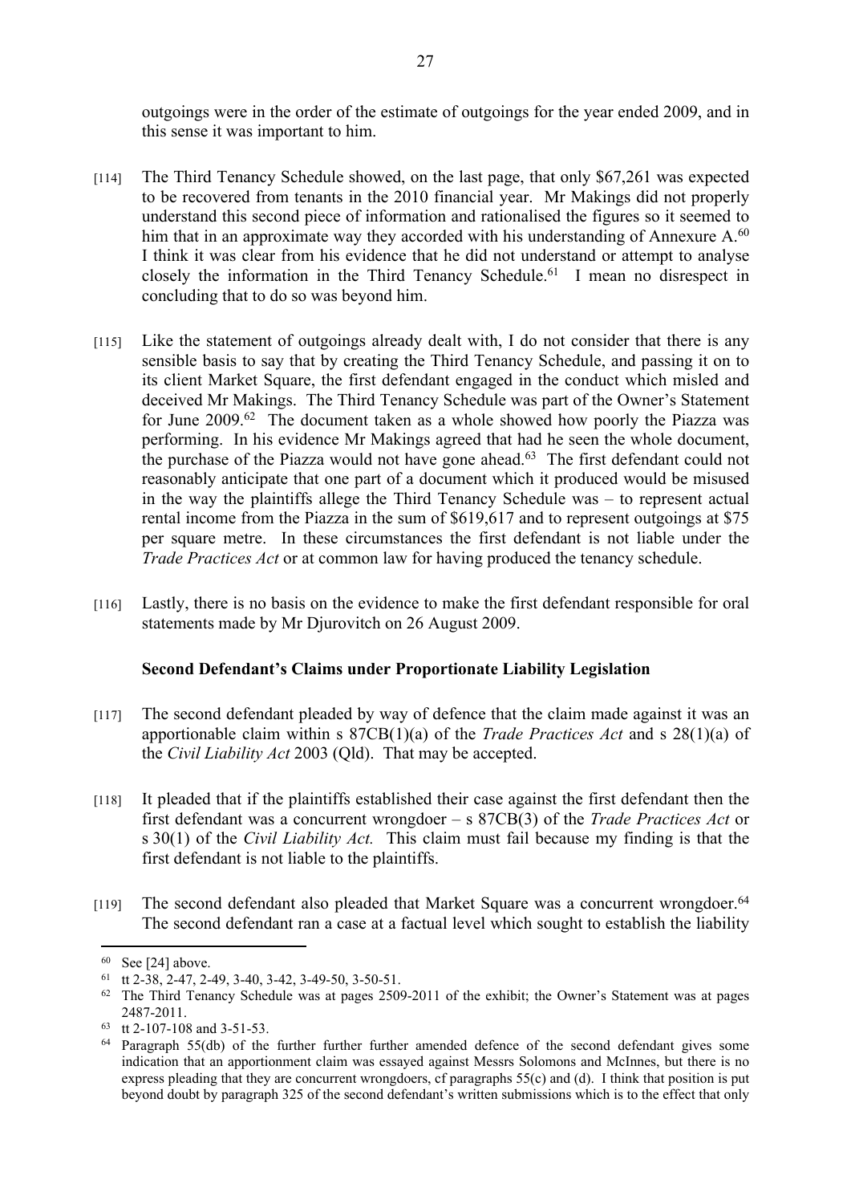outgoings were in the order of the estimate of outgoings for the year ended 2009, and in this sense it was important to him.

[114] The Third Tenancy Schedule showed, on the last page, that only $67,261 was expected to be recovered from tenants in the 2010 financial year. Mr Makings did not properly understand this second piece of information and rationalised the figures so it seemed to him that in an approximate way they accorded with his understanding of Annexure A.[60] I think it was clear from his evidence that he did not understand or attempt to analyse closely the information in the Third Tenancy Schedule.[61] I mean no disrespect in concluding that to do so was beyond him.

[115] Like the statement of outgoings already dealt with, I do not consider that there is any sensible basis to say that by creating the Third Tenancy Schedule, and passing it on to its client Market Square, the first defendant engaged in the conduct which misled and deceived Mr Makings. The Third Tenancy Schedule was part of the Owner's Statement for June 2009.[62] The document taken as a whole showed how poorly the Piazza was performing. In his evidence Mr Makings agreed that had he seen the whole document, the purchase of the Piazza would not have gone ahead.[63] The first defendant could not reasonably anticipate that one part of a document which it produced would be misused in the way the plaintiffs allege the Third Tenancy Schedule was – to represent actual rental income from the Piazza in the sum of $619,617 and to represent outgoings at $75 per square metre. In these circumstances the first defendant is not liable under the *Trade Practices Act* or at common law for having produced the tenancy schedule.

[116] Lastly, there is no basis on the evidence to make the first defendant responsible for oral statements made by Mr Djurovitch on 26 August 2009.

### Second Defendant's Claims under Proportionate Liability Legislation

[117] The second defendant pleaded by way of defence that the claim made against it was an apportionable claim within s 87CB(1)(a) of the *Trade Practices Act* and s 28(1)(a) of the *Civil Liability Act* 2003 (Qld). That may be accepted.

[118] It pleaded that if the plaintiffs established their case against the first defendant then the first defendant was a concurrent wrongdoer – s 87CB(3) of the *Trade Practices Act* or s 30(1) of the *Civil Liability Act.* This claim must fail because my finding is that the first defendant is not liable to the plaintiffs.

[119] The second defendant also pleaded that Market Square was a concurrent wrongdoer.[64] The second defendant ran a case at a factual level which sought to establish the liability

---

[60] See [24] above.

[61] tt 2-38, 2-47, 2-49, 3-40, 3-42, 3-49-50, 3-50-51.

[62] The Third Tenancy Schedule was at pages 2509-2011 of the exhibit; the Owner's Statement was at pages 2487-2011.

[63] tt 2-107-108 and 3-51-53.

[64] Paragraph 55(db) of the further further further amended defence of the second defendant gives some indication that an apportionment claim was essayed against Messrs Solomons and McInnes, but there is no express pleading that they are concurrent wrongdoers, cf paragraphs 55(c) and (d). I think that position is put beyond doubt by paragraph 325 of the second defendant's written submissions which is to the effect that only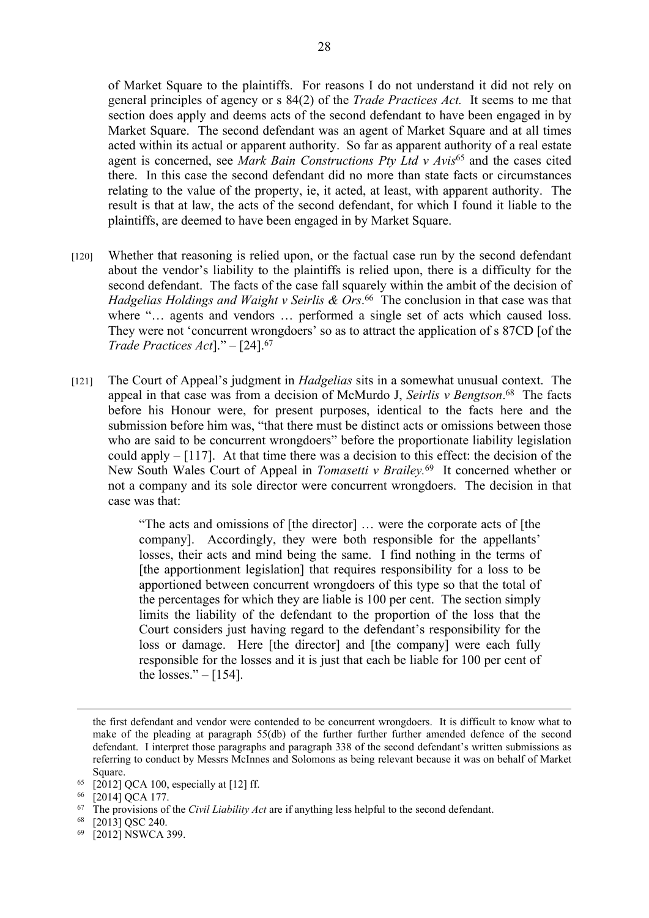of Market Square to the plaintiffs. For reasons I do not understand it did not rely on general principles of agency or s 84(2) of the *Trade Practices Act.* It seems to me that section does apply and deems acts of the second defendant to have been engaged in by Market Square. The second defendant was an agent of Market Square and at all times acted within its actual or apparent authority. So far as apparent authority of a real estate agent is concerned, see *Mark Bain Constructions Pty Ltd v Avis*[65] and the cases cited there. In this case the second defendant did no more than state facts or circumstances relating to the value of the property, ie, it acted, at least, with apparent authority. The result is that at law, the acts of the second defendant, for which I found it liable to the plaintiffs, are deemed to have been engaged in by Market Square.

[120] Whether that reasoning is relied upon, or the factual case run by the second defendant about the vendor's liability to the plaintiffs is relied upon, there is a difficulty for the second defendant. The facts of the case fall squarely within the ambit of the decision of *Hadgelias Holdings and Waight v Seirlis & Ors*.[66] The conclusion in that case was that where "… agents and vendors … performed a single set of acts which caused loss. They were not 'concurrent wrongdoers' so as to attract the application of s 87CD [of the *Trade Practices Act*]." – [24].[67]

[121] The Court of Appeal's judgment in *Hadgelias* sits in a somewhat unusual context. The appeal in that case was from a decision of McMurdo J, *Seirlis v Bengtson*.[68] The facts before his Honour were, for present purposes, identical to the facts here and the submission before him was, "that there must be distinct acts or omissions between those who are said to be concurrent wrongdoers" before the proportionate liability legislation could apply – [117]. At that time there was a decision to this effect: the decision of the New South Wales Court of Appeal in *Tomasetti v Brailey.*[69] It concerned whether or not a company and its sole director were concurrent wrongdoers. The decision in that case was that:

> "The acts and omissions of [the director] … were the corporate acts of [the company]. Accordingly, they were both responsible for the appellants' losses, their acts and mind being the same. I find nothing in the terms of [the apportionment legislation] that requires responsibility for a loss to be apportioned between concurrent wrongdoers of this type so that the total of the percentages for which they are liable is 100 per cent. The section simply limits the liability of the defendant to the proportion of the loss that the Court considers just having regard to the defendant's responsibility for the loss or damage. Here [the director] and [the company] were each fully responsible for the losses and it is just that each be liable for 100 per cent of the losses." – [154].

---

the first defendant and vendor were contended to be concurrent wrongdoers. It is difficult to know what to make of the pleading at paragraph 55(db) of the further further further amended defence of the second defendant. I interpret those paragraphs and paragraph 338 of the second defendant's written submissions as referring to conduct by Messrs McInnes and Solomons as being relevant because it was on behalf of Market Square.

[65] [2012] QCA 100, especially at [12] ff.

[66] [2014] QCA 177.

[67] The provisions of the *Civil Liability Act* are if anything less helpful to the second defendant.

[68] [2013] QSC 240.

[69] [2012] NSWCA 399.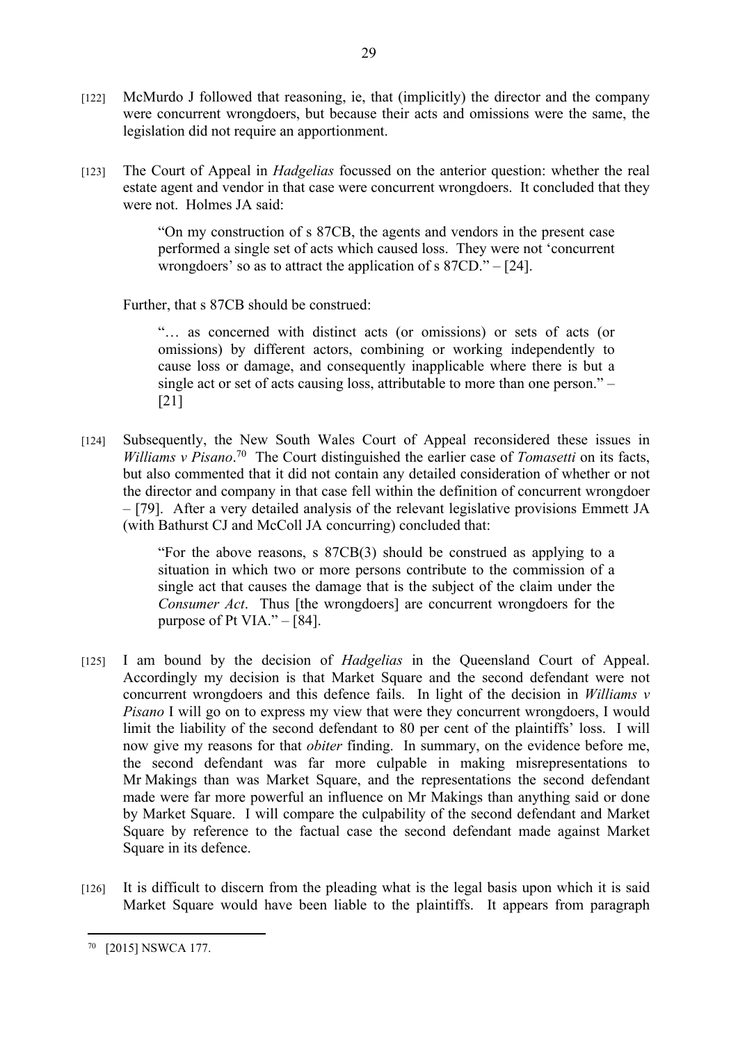[122] McMurdo J followed that reasoning, ie, that (implicitly) the director and the company were concurrent wrongdoers, but because their acts and omissions were the same, the legislation did not require an apportionment.

[123] The Court of Appeal in *Hadgelias* focussed on the anterior question: whether the real estate agent and vendor in that case were concurrent wrongdoers. It concluded that they were not. Holmes JA said:

> "On my construction of s 87CB, the agents and vendors in the present case performed a single set of acts which caused loss. They were not 'concurrent wrongdoers' so as to attract the application of s 87CD." – [24].

Further, that s 87CB should be construed:

> "… as concerned with distinct acts (or omissions) or sets of acts (or omissions) by different actors, combining or working independently to cause loss or damage, and consequently inapplicable where there is but a single act or set of acts causing loss, attributable to more than one person." – [21]

[124] Subsequently, the New South Wales Court of Appeal reconsidered these issues in *Williams v Pisano*.[70] The Court distinguished the earlier case of *Tomasetti* on its facts, but also commented that it did not contain any detailed consideration of whether or not the director and company in that case fell within the definition of concurrent wrongdoer – [79]. After a very detailed analysis of the relevant legislative provisions Emmett JA (with Bathurst CJ and McColl JA concurring) concluded that:

> "For the above reasons, s 87CB(3) should be construed as applying to a situation in which two or more persons contribute to the commission of a single act that causes the damage that is the subject of the claim under the *Consumer Act*. Thus [the wrongdoers] are concurrent wrongdoers for the purpose of Pt VIA." – [84].

[125] I am bound by the decision of *Hadgelias* in the Queensland Court of Appeal. Accordingly my decision is that Market Square and the second defendant were not concurrent wrongdoers and this defence fails. In light of the decision in *Williams v Pisano* I will go on to express my view that were they concurrent wrongdoers, I would limit the liability of the second defendant to 80 per cent of the plaintiffs' loss. I will now give my reasons for that *obiter* finding. In summary, on the evidence before me, the second defendant was far more culpable in making misrepresentations to Mr Makings than was Market Square, and the representations the second defendant made were far more powerful an influence on Mr Makings than anything said or done by Market Square. I will compare the culpability of the second defendant and Market Square by reference to the factual case the second defendant made against Market Square in its defence.

[126] It is difficult to discern from the pleading what is the legal basis upon which it is said Market Square would have been liable to the plaintiffs. It appears from paragraph

---

[70] [2015] NSWCA 177.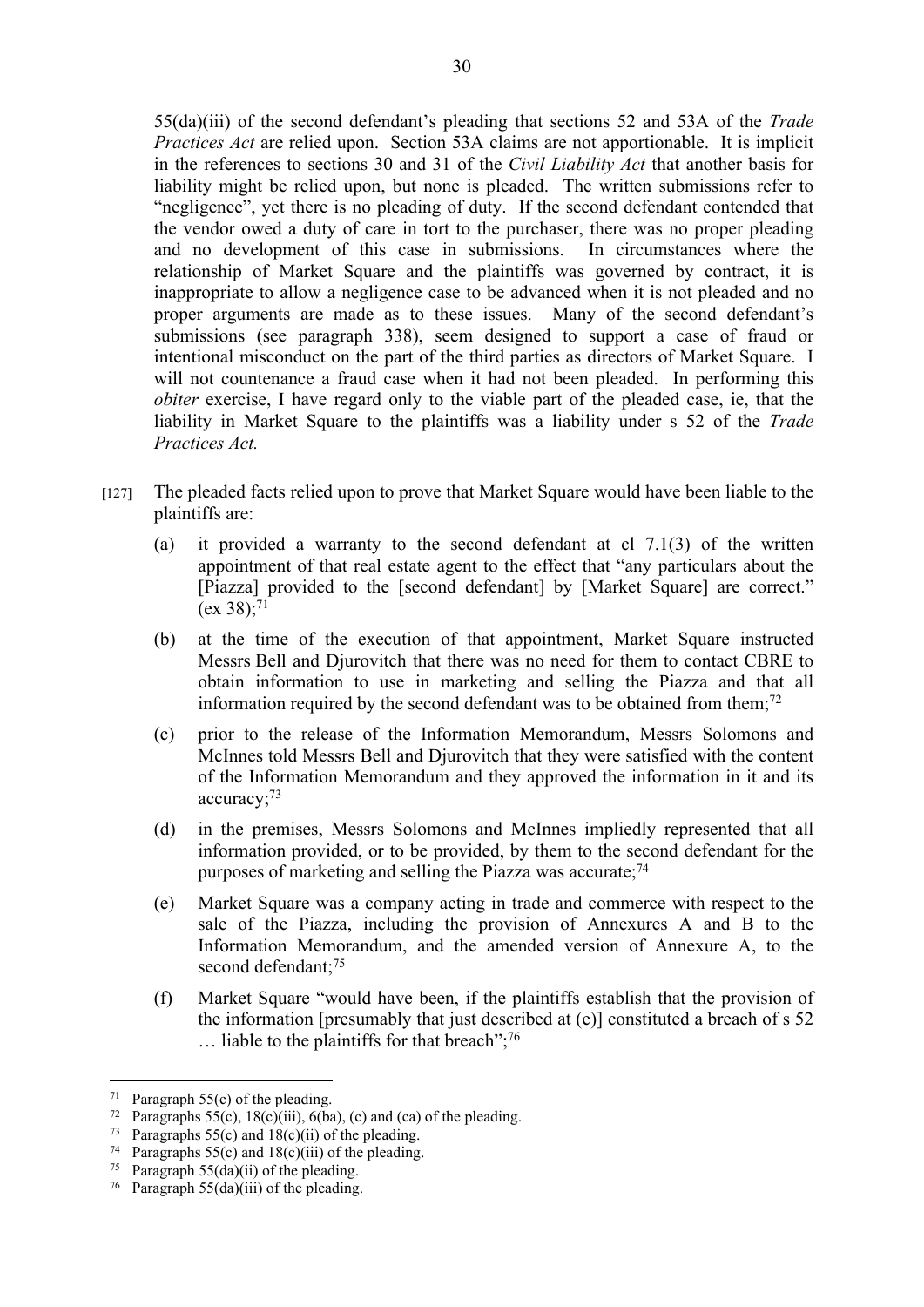55(da)(iii) of the second defendant's pleading that sections 52 and 53A of the *Trade Practices Act* are relied upon. Section 53A claims are not apportionable. It is implicit in the references to sections 30 and 31 of the *Civil Liability Act* that another basis for liability might be relied upon, but none is pleaded. The written submissions refer to "negligence", yet there is no pleading of duty. If the second defendant contended that the vendor owed a duty of care in tort to the purchaser, there was no proper pleading and no development of this case in submissions. In circumstances where the relationship of Market Square and the plaintiffs was governed by contract, it is inappropriate to allow a negligence case to be advanced when it is not pleaded and no proper arguments are made as to these issues. Many of the second defendant's submissions (see paragraph 338), seem designed to support a case of fraud or intentional misconduct on the part of the third parties as directors of Market Square. I will not countenance a fraud case when it had not been pleaded. In performing this *obiter* exercise, I have regard only to the viable part of the pleaded case, ie, that the liability in Market Square to the plaintiffs was a liability under s 52 of the *Trade Practices Act.*

[127] The pleaded facts relied upon to prove that Market Square would have been liable to the plaintiffs are:

(a) it provided a warranty to the second defendant at cl 7.1(3) of the written appointment of that real estate agent to the effect that "any particulars about the [Piazza] provided to the [second defendant] by [Market Square] are correct." (ex 38);[71]

(b) at the time of the execution of that appointment, Market Square instructed Messrs Bell and Djurovitch that there was no need for them to contact CBRE to obtain information to use in marketing and selling the Piazza and that all information required by the second defendant was to be obtained from them;[72]

(c) prior to the release of the Information Memorandum, Messrs Solomons and McInnes told Messrs Bell and Djurovitch that they were satisfied with the content of the Information Memorandum and they approved the information in it and its accuracy;[73]

(d) in the premises, Messrs Solomons and McInnes impliedly represented that all information provided, or to be provided, by them to the second defendant for the purposes of marketing and selling the Piazza was accurate;[74]

(e) Market Square was a company acting in trade and commerce with respect to the sale of the Piazza, including the provision of Annexures A and B to the Information Memorandum, and the amended version of Annexure A, to the second defendant;[75]

(f) Market Square "would have been, if the plaintiffs establish that the provision of the information [presumably that just described at (e)] constituted a breach of s 52 … liable to the plaintiffs for that breach";[76]

---

[71] Paragraph 55(c) of the pleading.

[72] Paragraphs 55(c), 18(c)(iii), 6(ba), (c) and (ca) of the pleading.

[73] Paragraphs 55(c) and 18(c)(ii) of the pleading.

[74] Paragraphs 55(c) and 18(c)(iii) of the pleading.

[75] Paragraph 55(da)(ii) of the pleading.

[76] Paragraph 55(da)(iii) of the pleading.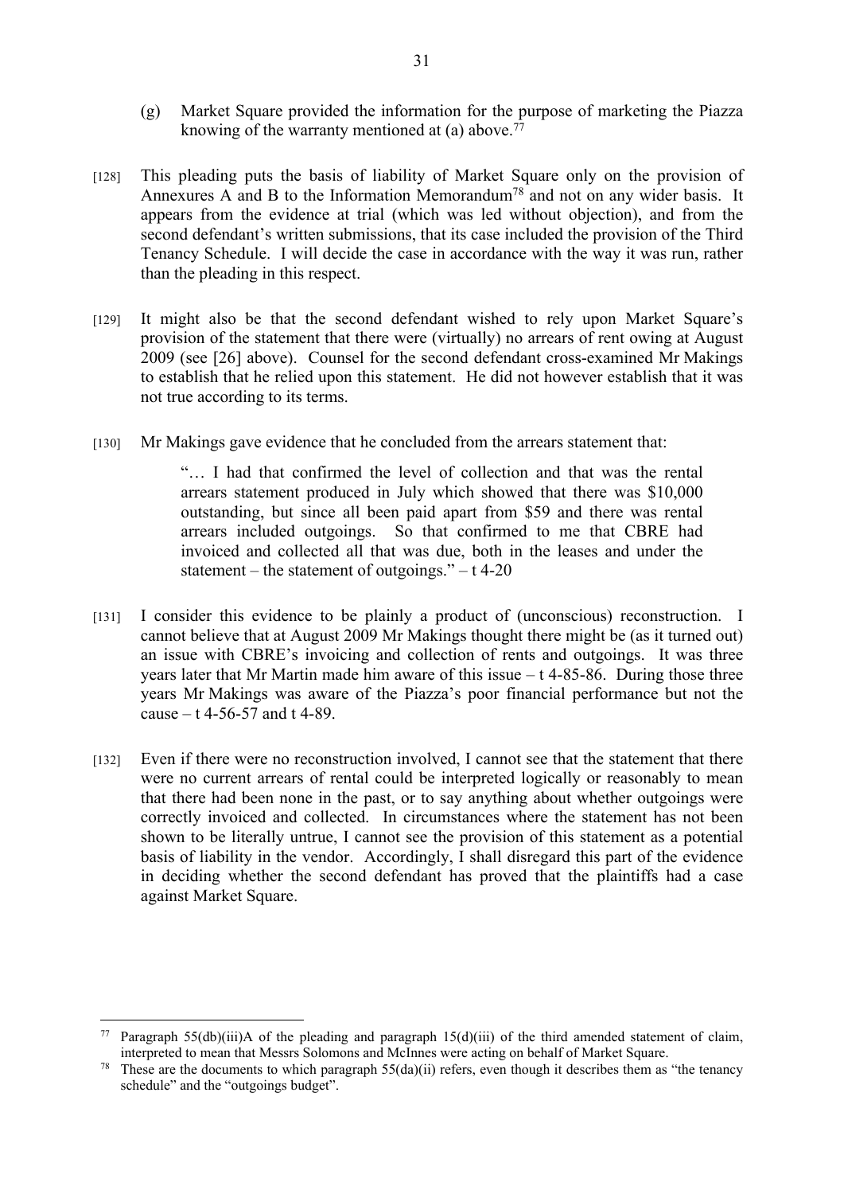(g) Market Square provided the information for the purpose of marketing the Piazza knowing of the warranty mentioned at (a) above.[77]

[128] This pleading puts the basis of liability of Market Square only on the provision of Annexures A and B to the Information Memorandum[78] and not on any wider basis. It appears from the evidence at trial (which was led without objection), and from the second defendant's written submissions, that its case included the provision of the Third Tenancy Schedule. I will decide the case in accordance with the way it was run, rather than the pleading in this respect.

[129] It might also be that the second defendant wished to rely upon Market Square's provision of the statement that there were (virtually) no arrears of rent owing at August 2009 (see [26] above). Counsel for the second defendant cross-examined Mr Makings to establish that he relied upon this statement. He did not however establish that it was not true according to its terms.

[130] Mr Makings gave evidence that he concluded from the arrears statement that:

> "… I had that confirmed the level of collection and that was the rental arrears statement produced in July which showed that there was $10,000 outstanding, but since all been paid apart from $59 and there was rental arrears included outgoings. So that confirmed to me that CBRE had invoiced and collected all that was due, both in the leases and under the statement – the statement of outgoings." – t 4-20

[131] I consider this evidence to be plainly a product of (unconscious) reconstruction. I cannot believe that at August 2009 Mr Makings thought there might be (as it turned out) an issue with CBRE's invoicing and collection of rents and outgoings. It was three years later that Mr Martin made him aware of this issue – t 4-85-86. During those three years Mr Makings was aware of the Piazza's poor financial performance but not the cause – t 4-56-57 and t 4-89.

[132] Even if there were no reconstruction involved, I cannot see that the statement that there were no current arrears of rental could be interpreted logically or reasonably to mean that there had been none in the past, or to say anything about whether outgoings were correctly invoiced and collected. In circumstances where the statement has not been shown to be literally untrue, I cannot see the provision of this statement as a potential basis of liability in the vendor. Accordingly, I shall disregard this part of the evidence in deciding whether the second defendant has proved that the plaintiffs had a case against Market Square.

---

[77] Paragraph 55(db)(iii)A of the pleading and paragraph 15(d)(iii) of the third amended statement of claim, interpreted to mean that Messrs Solomons and McInnes were acting on behalf of Market Square.

[78] These are the documents to which paragraph 55(da)(ii) refers, even though it describes them as "the tenancy schedule" and the "outgoings budget".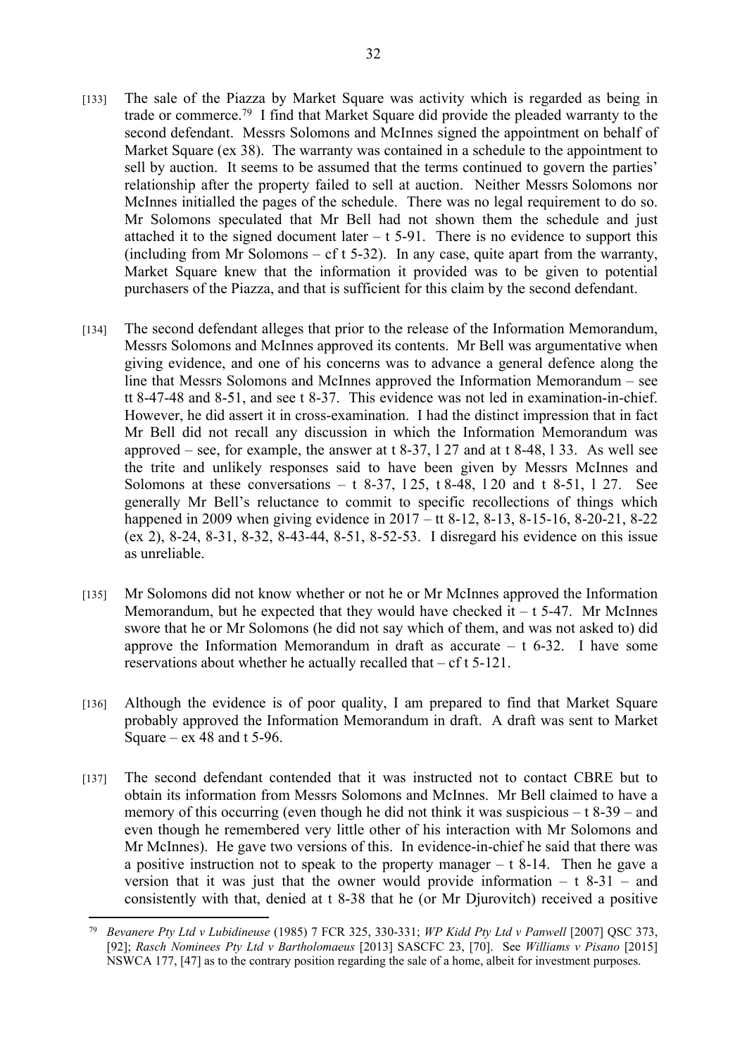[133] The sale of the Piazza by Market Square was activity which is regarded as being in trade or commerce.[79] I find that Market Square did provide the pleaded warranty to the second defendant. Messrs Solomons and McInnes signed the appointment on behalf of Market Square (ex 38). The warranty was contained in a schedule to the appointment to sell by auction. It seems to be assumed that the terms continued to govern the parties' relationship after the property failed to sell at auction. Neither Messrs Solomons nor McInnes initialled the pages of the schedule. There was no legal requirement to do so. Mr Solomons speculated that Mr Bell had not shown them the schedule and just attached it to the signed document later – t 5-91. There is no evidence to support this (including from Mr Solomons – cf t 5-32). In any case, quite apart from the warranty, Market Square knew that the information it provided was to be given to potential purchasers of the Piazza, and that is sufficient for this claim by the second defendant.

[134] The second defendant alleges that prior to the release of the Information Memorandum, Messrs Solomons and McInnes approved its contents. Mr Bell was argumentative when giving evidence, and one of his concerns was to advance a general defence along the line that Messrs Solomons and McInnes approved the Information Memorandum – see tt 8-47-48 and 8-51, and see t 8-37. This evidence was not led in examination-in-chief. However, he did assert it in cross-examination. I had the distinct impression that in fact Mr Bell did not recall any discussion in which the Information Memorandum was approved – see, for example, the answer at t 8-37, l 27 and at t 8-48, l 33. As well see the trite and unlikely responses said to have been given by Messrs McInnes and Solomons at these conversations – t 8-37, l 25, t 8-48, l 20 and t 8-51, l 27. See generally Mr Bell's reluctance to commit to specific recollections of things which happened in 2009 when giving evidence in 2017 – tt 8-12, 8-13, 8-15-16, 8-20-21, 8-22 (ex 2), 8-24, 8-31, 8-32, 8-43-44, 8-51, 8-52-53. I disregard his evidence on this issue as unreliable.

[135] Mr Solomons did not know whether or not he or Mr McInnes approved the Information Memorandum, but he expected that they would have checked it – t 5-47. Mr McInnes swore that he or Mr Solomons (he did not say which of them, and was not asked to) did approve the Information Memorandum in draft as accurate – t 6-32. I have some reservations about whether he actually recalled that – cf t 5-121.

[136] Although the evidence is of poor quality, I am prepared to find that Market Square probably approved the Information Memorandum in draft. A draft was sent to Market Square – ex 48 and t 5-96.

[137] The second defendant contended that it was instructed not to contact CBRE but to obtain its information from Messrs Solomons and McInnes. Mr Bell claimed to have a memory of this occurring (even though he did not think it was suspicious – t 8-39 – and even though he remembered very little other of his interaction with Mr Solomons and Mr McInnes). He gave two versions of this. In evidence-in-chief he said that there was a positive instruction not to speak to the property manager – t 8-14. Then he gave a version that it was just that the owner would provide information – t 8-31 – and consistently with that, denied at t 8-38 that he (or Mr Djurovitch) received a positive

---

[79] *Bevanere Pty Ltd v Lubidineuse* (1985) 7 FCR 325, 330-331; *WP Kidd Pty Ltd v Panwell* [2007] QSC 373, [92]; *Rasch Nominees Pty Ltd v Bartholomaeus* [2013] SASCFC 23, [70]. See *Williams v Pisano* [2015] NSWCA 177, [47] as to the contrary position regarding the sale of a home, albeit for investment purposes.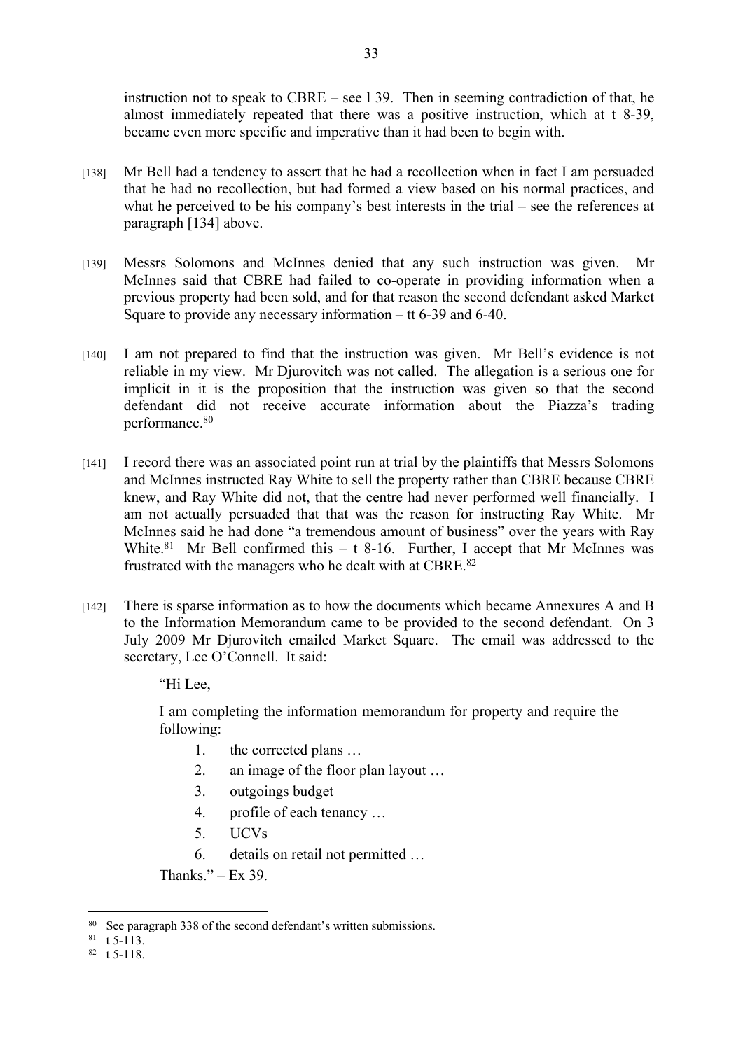instruction not to speak to CBRE – see l 39. Then in seeming contradiction of that, he almost immediately repeated that there was a positive instruction, which at t 8-39, became even more specific and imperative than it had been to begin with.

[138] Mr Bell had a tendency to assert that he had a recollection when in fact I am persuaded that he had no recollection, but had formed a view based on his normal practices, and what he perceived to be his company's best interests in the trial – see the references at paragraph [134] above.

[139] Messrs Solomons and McInnes denied that any such instruction was given. Mr McInnes said that CBRE had failed to co-operate in providing information when a previous property had been sold, and for that reason the second defendant asked Market Square to provide any necessary information – tt 6-39 and 6-40.

[140] I am not prepared to find that the instruction was given. Mr Bell's evidence is not reliable in my view. Mr Djurovitch was not called. The allegation is a serious one for implicit in it is the proposition that the instruction was given so that the second defendant did not receive accurate information about the Piazza's trading performance.[80]

[141] I record there was an associated point run at trial by the plaintiffs that Messrs Solomons and McInnes instructed Ray White to sell the property rather than CBRE because CBRE knew, and Ray White did not, that the centre had never performed well financially. I am not actually persuaded that that was the reason for instructing Ray White. Mr McInnes said he had done "a tremendous amount of business" over the years with Ray White.[81] Mr Bell confirmed this – t 8-16. Further, I accept that Mr McInnes was frustrated with the managers who he dealt with at CBRE.[82]

[142] There is sparse information as to how the documents which became Annexures A and B to the Information Memorandum came to be provided to the second defendant. On 3 July 2009 Mr Djurovitch emailed Market Square. The email was addressed to the secretary, Lee O'Connell. It said:

> "Hi Lee,
>
> I am completing the information memorandum for property and require the following:
>
> 1. the corrected plans …
> 2. an image of the floor plan layout …
> 3. outgoings budget
> 4. profile of each tenancy …
> 5. UCVs
> 6. details on retail not permitted …
>
> Thanks." – Ex 39.

---

[80] See paragraph 338 of the second defendant's written submissions.

[81] t 5-113.

[82] t 5-118.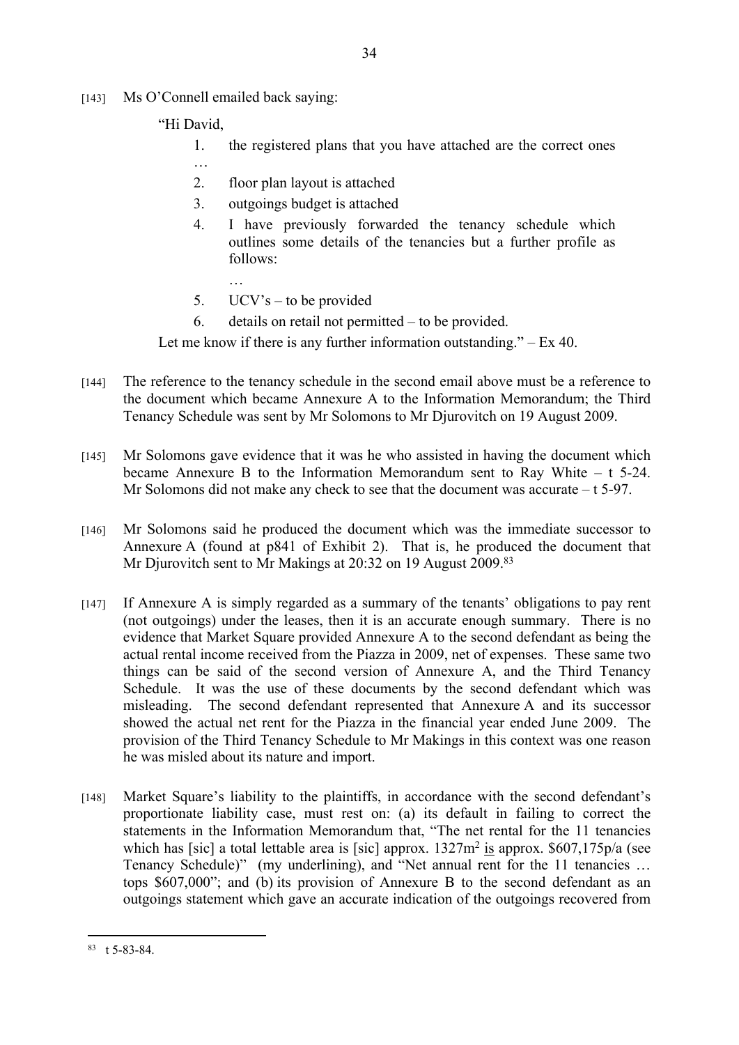[143] Ms O'Connell emailed back saying:

> "Hi David,
>
> 1. the registered plans that you have attached are the correct ones …
> 2. floor plan layout is attached
> 3. outgoings budget is attached
> 4. I have previously forwarded the tenancy schedule which outlines some details of the tenancies but a further profile as follows:
>
>    …
> 5. UCV's – to be provided
> 6. details on retail not permitted – to be provided.
>
> Let me know if there is any further information outstanding." – Ex 40.

[144] The reference to the tenancy schedule in the second email above must be a reference to the document which became Annexure A to the Information Memorandum; the Third Tenancy Schedule was sent by Mr Solomons to Mr Djurovitch on 19 August 2009.

[145] Mr Solomons gave evidence that it was he who assisted in having the document which became Annexure B to the Information Memorandum sent to Ray White – t 5-24. Mr Solomons did not make any check to see that the document was accurate – t 5-97.

[146] Mr Solomons said he produced the document which was the immediate successor to Annexure A (found at p841 of Exhibit 2). That is, he produced the document that Mr Djurovitch sent to Mr Makings at 20:32 on 19 August 2009.[83]

[147] If Annexure A is simply regarded as a summary of the tenants' obligations to pay rent (not outgoings) under the leases, then it is an accurate enough summary. There is no evidence that Market Square provided Annexure A to the second defendant as being the actual rental income received from the Piazza in 2009, net of expenses. These same two things can be said of the second version of Annexure A, and the Third Tenancy Schedule. It was the use of these documents by the second defendant which was misleading. The second defendant represented that Annexure A and its successor showed the actual net rent for the Piazza in the financial year ended June 2009. The provision of the Third Tenancy Schedule to Mr Makings in this context was one reason he was misled about its nature and import.

[148] Market Square's liability to the plaintiffs, in accordance with the second defendant's proportionate liability case, must rest on: (a) its default in failing to correct the statements in the Information Memorandum that, "The net rental for the 11 tenancies which has [sic] a total lettable area is [sic] approx. 1327m$^2$ <u>is</u> approx. $607,175p/a (see Tenancy Schedule)" (my underlining), and "Net annual rent for the 11 tenancies … tops $607,000"; and (b) its provision of Annexure B to the second defendant as an outgoings statement which gave an accurate indication of the outgoings recovered from

---

[83] t 5-83-84.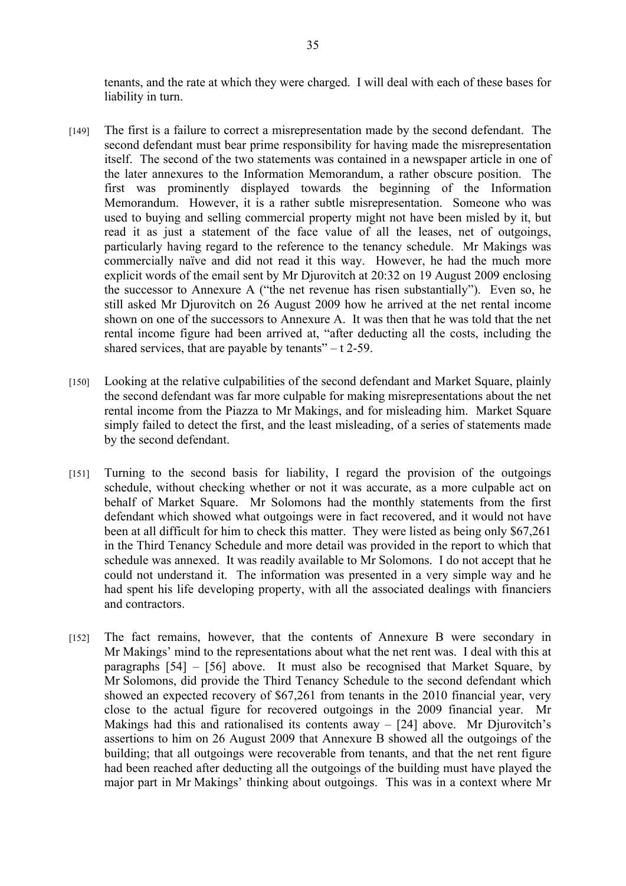tenants, and the rate at which they were charged. I will deal with each of these bases for liability in turn.

[149] The first is a failure to correct a misrepresentation made by the second defendant. The second defendant must bear prime responsibility for having made the misrepresentation itself. The second of the two statements was contained in a newspaper article in one of the later annexures to the Information Memorandum, a rather obscure position. The first was prominently displayed towards the beginning of the Information Memorandum. However, it is a rather subtle misrepresentation. Someone who was used to buying and selling commercial property might not have been misled by it, but read it as just a statement of the face value of all the leases, net of outgoings, particularly having regard to the reference to the tenancy schedule. Mr Makings was commercially naïve and did not read it this way. However, he had the much more explicit words of the email sent by Mr Djurovitch at 20:32 on 19 August 2009 enclosing the successor to Annexure A ("the net revenue has risen substantially"). Even so, he still asked Mr Djurovitch on 26 August 2009 how he arrived at the net rental income shown on one of the successors to Annexure A. It was then that he was told that the net rental income figure had been arrived at, "after deducting all the costs, including the shared services, that are payable by tenants" – t 2-59.

[150] Looking at the relative culpabilities of the second defendant and Market Square, plainly the second defendant was far more culpable for making misrepresentations about the net rental income from the Piazza to Mr Makings, and for misleading him. Market Square simply failed to detect the first, and the least misleading, of a series of statements made by the second defendant.

[151] Turning to the second basis for liability, I regard the provision of the outgoings schedule, without checking whether or not it was accurate, as a more culpable act on behalf of Market Square. Mr Solomons had the monthly statements from the first defendant which showed what outgoings were in fact recovered, and it would not have been at all difficult for him to check this matter. They were listed as being only $67,261 in the Third Tenancy Schedule and more detail was provided in the report to which that schedule was annexed. It was readily available to Mr Solomons. I do not accept that he could not understand it. The information was presented in a very simple way and he had spent his life developing property, with all the associated dealings with financiers and contractors.

[152] The fact remains, however, that the contents of Annexure B were secondary in Mr Makings' mind to the representations about what the net rent was. I deal with this at paragraphs [54] – [56] above. It must also be recognised that Market Square, by Mr Solomons, did provide the Third Tenancy Schedule to the second defendant which showed an expected recovery of $67,261 from tenants in the 2010 financial year, very close to the actual figure for recovered outgoings in the 2009 financial year. Mr Makings had this and rationalised its contents away – [24] above. Mr Djurovitch's assertions to him on 26 August 2009 that Annexure B showed all the outgoings of the building; that all outgoings were recoverable from tenants, and that the net rent figure had been reached after deducting all the outgoings of the building must have played the major part in Mr Makings' thinking about outgoings. This was in a context where Mr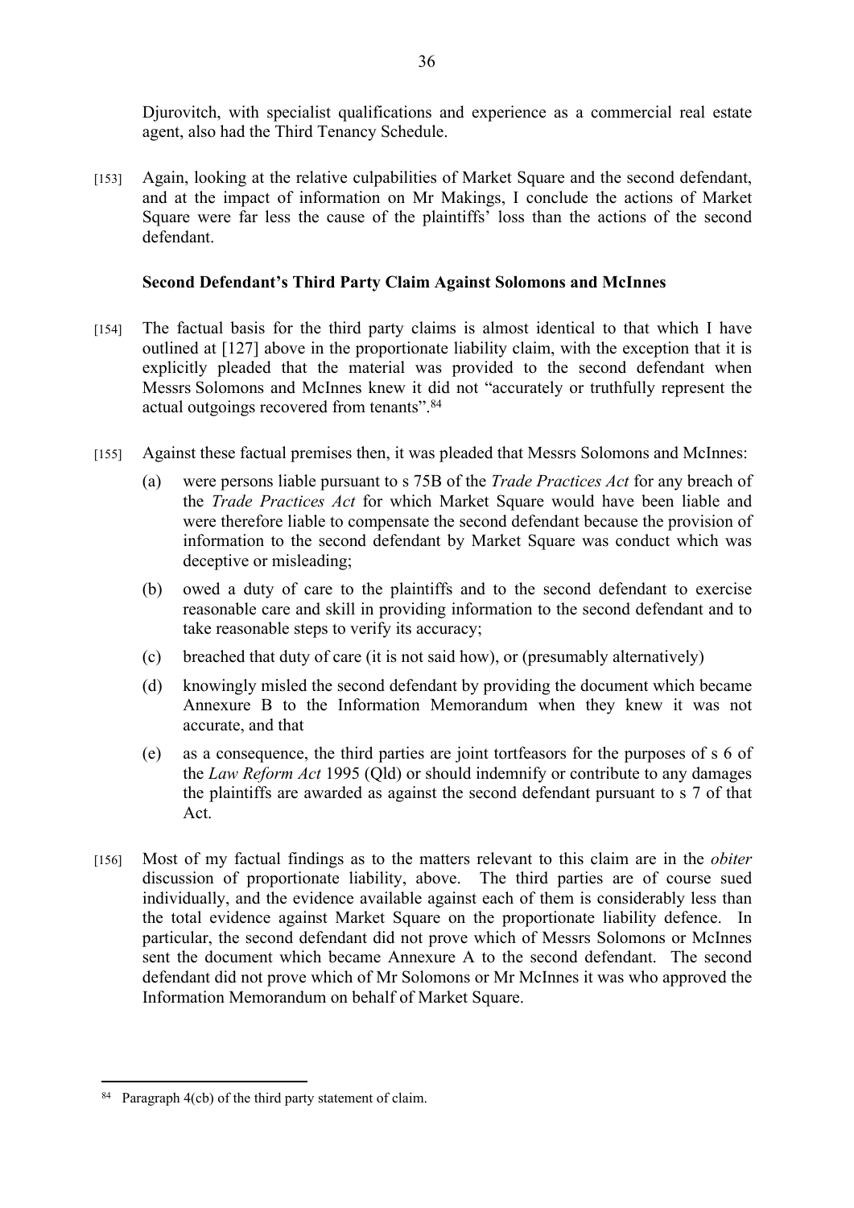Djurovitch, with specialist qualifications and experience as a commercial real estate agent, also had the Third Tenancy Schedule.

[153] Again, looking at the relative culpabilities of Market Square and the second defendant, and at the impact of information on Mr Makings, I conclude the actions of Market Square were far less the cause of the plaintiffs' loss than the actions of the second defendant.

**Second Defendant's Third Party Claim Against Solomons and McInnes**

[154] The factual basis for the third party claims is almost identical to that which I have outlined at [127] above in the proportionate liability claim, with the exception that it is explicitly pleaded that the material was provided to the second defendant when Messrs Solomons and McInnes knew it did not "accurately or truthfully represent the actual outgoings recovered from tenants".[84]

[155] Against these factual premises then, it was pleaded that Messrs Solomons and McInnes:

(a) were persons liable pursuant to s 75B of the *Trade Practices Act* for any breach of the *Trade Practices Act* for which Market Square would have been liable and were therefore liable to compensate the second defendant because the provision of information to the second defendant by Market Square was conduct which was deceptive or misleading;

(b) owed a duty of care to the plaintiffs and to the second defendant to exercise reasonable care and skill in providing information to the second defendant and to take reasonable steps to verify its accuracy;

(c) breached that duty of care (it is not said how), or (presumably alternatively)

(d) knowingly misled the second defendant by providing the document which became Annexure B to the Information Memorandum when they knew it was not accurate, and that

(e) as a consequence, the third parties are joint tortfeasors for the purposes of s 6 of the *Law Reform Act* 1995 (Qld) or should indemnify or contribute to any damages the plaintiffs are awarded as against the second defendant pursuant to s 7 of that Act.

[156] Most of my factual findings as to the matters relevant to this claim are in the *obiter* discussion of proportionate liability, above. The third parties are of course sued individually, and the evidence available against each of them is considerably less than the total evidence against Market Square on the proportionate liability defence. In particular, the second defendant did not prove which of Messrs Solomons or McInnes sent the document which became Annexure A to the second defendant. The second defendant did not prove which of Mr Solomons or Mr McInnes it was who approved the Information Memorandum on behalf of Market Square.

[84] Paragraph 4(cb) of the third party statement of claim.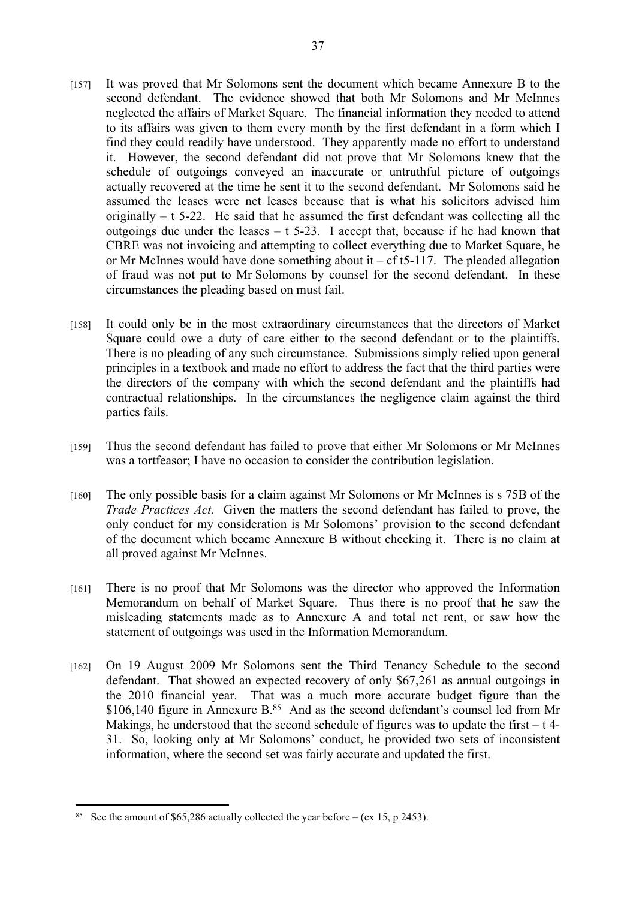[157] It was proved that Mr Solomons sent the document which became Annexure B to the second defendant. The evidence showed that both Mr Solomons and Mr McInnes neglected the affairs of Market Square. The financial information they needed to attend to its affairs was given to them every month by the first defendant in a form which I find they could readily have understood. They apparently made no effort to understand it. However, the second defendant did not prove that Mr Solomons knew that the schedule of outgoings conveyed an inaccurate or untruthful picture of outgoings actually recovered at the time he sent it to the second defendant. Mr Solomons said he assumed the leases were net leases because that is what his solicitors advised him originally – t 5-22. He said that he assumed the first defendant was collecting all the outgoings due under the leases – t 5-23. I accept that, because if he had known that CBRE was not invoicing and attempting to collect everything due to Market Square, he or Mr McInnes would have done something about it – cf t5-117. The pleaded allegation of fraud was not put to Mr Solomons by counsel for the second defendant. In these circumstances the pleading based on must fail.

[158] It could only be in the most extraordinary circumstances that the directors of Market Square could owe a duty of care either to the second defendant or to the plaintiffs. There is no pleading of any such circumstance. Submissions simply relied upon general principles in a textbook and made no effort to address the fact that the third parties were the directors of the company with which the second defendant and the plaintiffs had contractual relationships. In the circumstances the negligence claim against the third parties fails.

[159] Thus the second defendant has failed to prove that either Mr Solomons or Mr McInnes was a tortfeasor; I have no occasion to consider the contribution legislation.

[160] The only possible basis for a claim against Mr Solomons or Mr McInnes is s 75B of the *Trade Practices Act.* Given the matters the second defendant has failed to prove, the only conduct for my consideration is Mr Solomons' provision to the second defendant of the document which became Annexure B without checking it. There is no claim at all proved against Mr McInnes.

[161] There is no proof that Mr Solomons was the director who approved the Information Memorandum on behalf of Market Square. Thus there is no proof that he saw the misleading statements made as to Annexure A and total net rent, or saw how the statement of outgoings was used in the Information Memorandum.

[162] On 19 August 2009 Mr Solomons sent the Third Tenancy Schedule to the second defendant. That showed an expected recovery of only $67,261 as annual outgoings in the 2010 financial year. That was a much more accurate budget figure than the $106,140 figure in Annexure B.[85] And as the second defendant's counsel led from Mr Makings, he understood that the second schedule of figures was to update the first – t 4-31. So, looking only at Mr Solomons' conduct, he provided two sets of inconsistent information, where the second set was fairly accurate and updated the first.

---

[85] See the amount of $65,286 actually collected the year before – (ex 15, p 2453).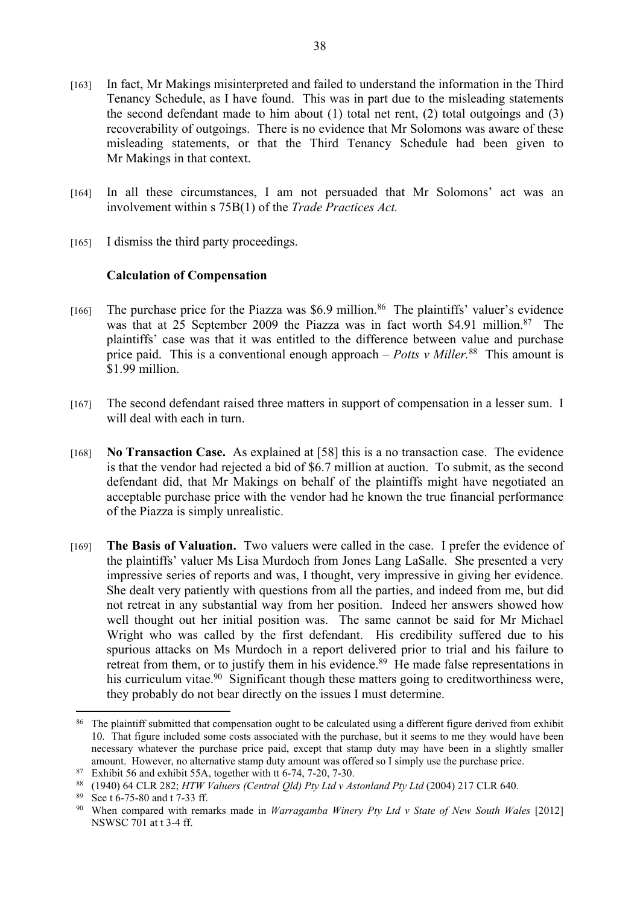[163] In fact, Mr Makings misinterpreted and failed to understand the information in the Third Tenancy Schedule, as I have found. This was in part due to the misleading statements the second defendant made to him about (1) total net rent, (2) total outgoings and (3) recoverability of outgoings. There is no evidence that Mr Solomons was aware of these misleading statements, or that the Third Tenancy Schedule had been given to Mr Makings in that context.

[164] In all these circumstances, I am not persuaded that Mr Solomons' act was an involvement within s 75B(1) of the *Trade Practices Act.*

[165] I dismiss the third party proceedings.

**Calculation of Compensation**

[166] The purchase price for the Piazza was $6.9 million.[86] The plaintiffs' valuer's evidence was that at 25 September 2009 the Piazza was in fact worth $4.91 million.[87] The plaintiffs' case was that it was entitled to the difference between value and purchase price paid. This is a conventional enough approach – *Potts v Miller.*[88] This amount is $1.99 million.

[167] The second defendant raised three matters in support of compensation in a lesser sum. I will deal with each in turn.

[168] **No Transaction Case.** As explained at [58] this is a no transaction case. The evidence is that the vendor had rejected a bid of $6.7 million at auction. To submit, as the second defendant did, that Mr Makings on behalf of the plaintiffs might have negotiated an acceptable purchase price with the vendor had he known the true financial performance of the Piazza is simply unrealistic.

[169] **The Basis of Valuation.** Two valuers were called in the case. I prefer the evidence of the plaintiffs' valuer Ms Lisa Murdoch from Jones Lang LaSalle. She presented a very impressive series of reports and was, I thought, very impressive in giving her evidence. She dealt very patiently with questions from all the parties, and indeed from me, but did not retreat in any substantial way from her position. Indeed her answers showed how well thought out her initial position was. The same cannot be said for Mr Michael Wright who was called by the first defendant. His credibility suffered due to his spurious attacks on Ms Murdoch in a report delivered prior to trial and his failure to retreat from them, or to justify them in his evidence.[89] He made false representations in his curriculum vitae.[90] Significant though these matters going to creditworthiness were, they probably do not bear directly on the issues I must determine.

---

[86] The plaintiff submitted that compensation ought to be calculated using a different figure derived from exhibit 10. That figure included some costs associated with the purchase, but it seems to me they would have been necessary whatever the purchase price paid, except that stamp duty may have been in a slightly smaller amount. However, no alternative stamp duty amount was offered so I simply use the purchase price.

[87] Exhibit 56 and exhibit 55A, together with tt 6-74, 7-20, 7-30.

[88] (1940) 64 CLR 282; *HTW Valuers (Central Qld) Pty Ltd v Astonland Pty Ltd* (2004) 217 CLR 640.

[89] See t 6-75-80 and t 7-33 ff.

[90] When compared with remarks made in *Warragamba Winery Pty Ltd v State of New South Wales* [2012] NSWSC 701 at t 3-4 ff.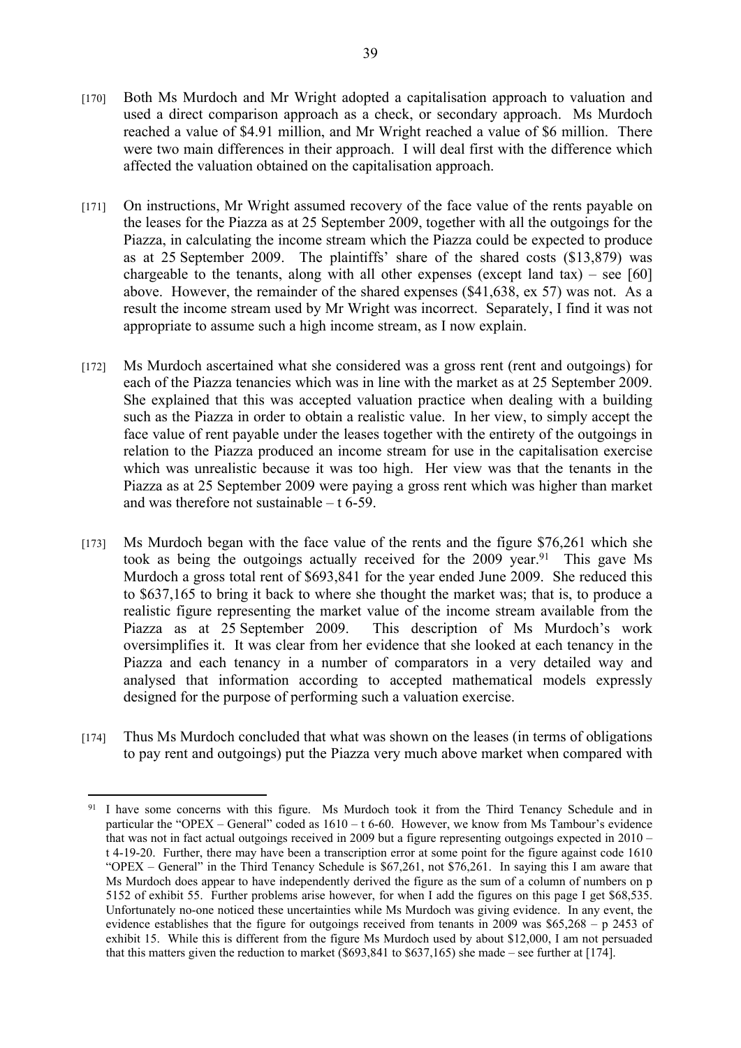[170] Both Ms Murdoch and Mr Wright adopted a capitalisation approach to valuation and used a direct comparison approach as a check, or secondary approach. Ms Murdoch reached a value of $4.91 million, and Mr Wright reached a value of $6 million. There were two main differences in their approach. I will deal first with the difference which affected the valuation obtained on the capitalisation approach.

[171] On instructions, Mr Wright assumed recovery of the face value of the rents payable on the leases for the Piazza as at 25 September 2009, together with all the outgoings for the Piazza, in calculating the income stream which the Piazza could be expected to produce as at 25 September 2009. The plaintiffs' share of the shared costs ($13,879) was chargeable to the tenants, along with all other expenses (except land tax) – see [60] above. However, the remainder of the shared expenses ($41,638, ex 57) was not. As a result the income stream used by Mr Wright was incorrect. Separately, I find it was not appropriate to assume such a high income stream, as I now explain.

[172] Ms Murdoch ascertained what she considered was a gross rent (rent and outgoings) for each of the Piazza tenancies which was in line with the market as at 25 September 2009. She explained that this was accepted valuation practice when dealing with a building such as the Piazza in order to obtain a realistic value. In her view, to simply accept the face value of rent payable under the leases together with the entirety of the outgoings in relation to the Piazza produced an income stream for use in the capitalisation exercise which was unrealistic because it was too high. Her view was that the tenants in the Piazza as at 25 September 2009 were paying a gross rent which was higher than market and was therefore not sustainable – t 6-59.

[173] Ms Murdoch began with the face value of the rents and the figure $76,261 which she took as being the outgoings actually received for the 2009 year.[91] This gave Ms Murdoch a gross total rent of $693,841 for the year ended June 2009. She reduced this to $637,165 to bring it back to where she thought the market was; that is, to produce a realistic figure representing the market value of the income stream available from the Piazza as at 25 September 2009. This description of Ms Murdoch's work oversimplifies it. It was clear from her evidence that she looked at each tenancy in the Piazza and each tenancy in a number of comparators in a very detailed way and analysed that information according to accepted mathematical models expressly designed for the purpose of performing such a valuation exercise.

[174] Thus Ms Murdoch concluded that what was shown on the leases (in terms of obligations to pay rent and outgoings) put the Piazza very much above market when compared with

---

[91] I have some concerns with this figure. Ms Murdoch took it from the Third Tenancy Schedule and in particular the "OPEX – General" coded as 1610 – t 6-60. However, we know from Ms Tambour's evidence that was not in fact actual outgoings received in 2009 but a figure representing outgoings expected in 2010 – t 4-19-20. Further, there may have been a transcription error at some point for the figure against code 1610 "OPEX – General" in the Third Tenancy Schedule is $67,261, not $76,261. In saying this I am aware that Ms Murdoch does appear to have independently derived the figure as the sum of a column of numbers on p 5152 of exhibit 55. Further problems arise however, for when I add the figures on this page I get $68,535. Unfortunately no-one noticed these uncertainties while Ms Murdoch was giving evidence. In any event, the evidence establishes that the figure for outgoings received from tenants in 2009 was $65,268 – p 2453 of exhibit 15. While this is different from the figure Ms Murdoch used by about $12,000, I am not persuaded that this matters given the reduction to market ($693,841 to $637,165) she made – see further at [174].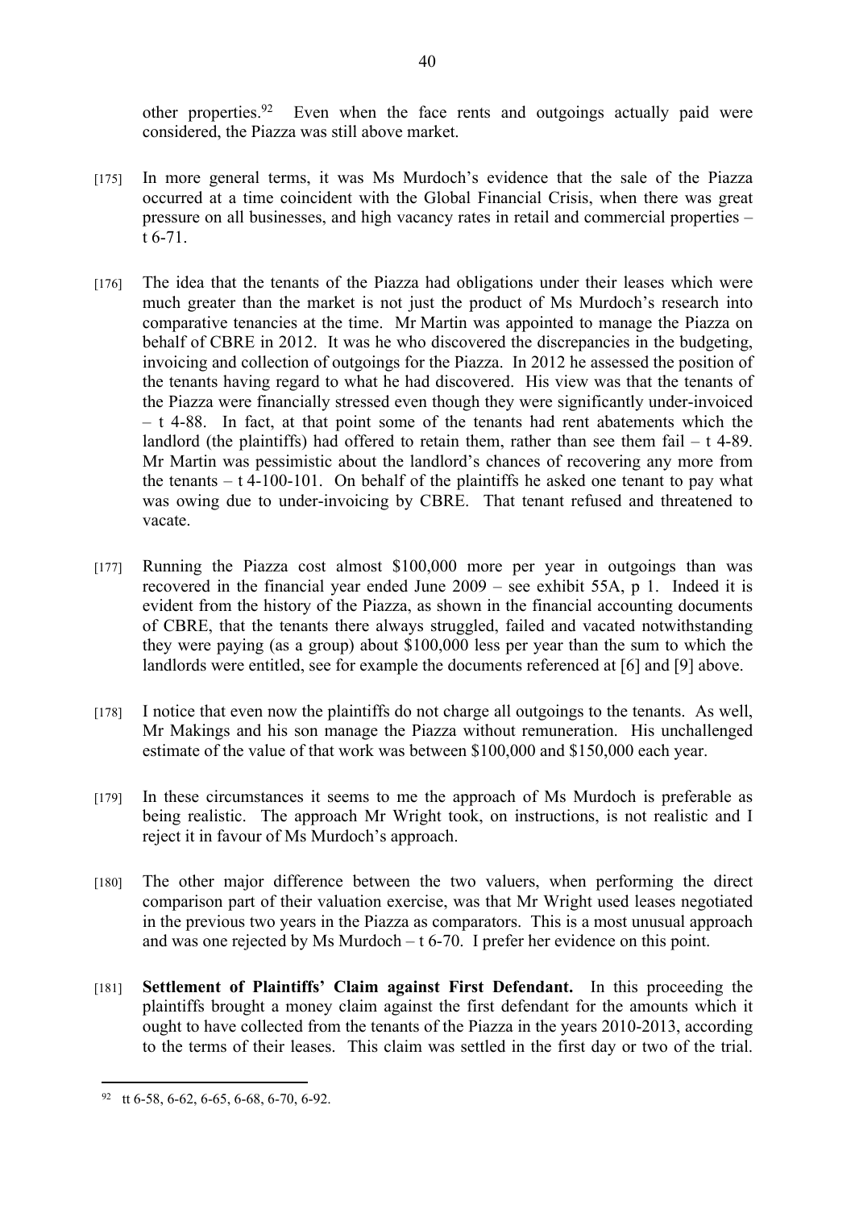other properties.[92] Even when the face rents and outgoings actually paid were considered, the Piazza was still above market.

[175] In more general terms, it was Ms Murdoch's evidence that the sale of the Piazza occurred at a time coincident with the Global Financial Crisis, when there was great pressure on all businesses, and high vacancy rates in retail and commercial properties – t 6-71.

[176] The idea that the tenants of the Piazza had obligations under their leases which were much greater than the market is not just the product of Ms Murdoch's research into comparative tenancies at the time. Mr Martin was appointed to manage the Piazza on behalf of CBRE in 2012. It was he who discovered the discrepancies in the budgeting, invoicing and collection of outgoings for the Piazza. In 2012 he assessed the position of the tenants having regard to what he had discovered. His view was that the tenants of the Piazza were financially stressed even though they were significantly under-invoiced – t 4-88. In fact, at that point some of the tenants had rent abatements which the landlord (the plaintiffs) had offered to retain them, rather than see them fail – t 4-89. Mr Martin was pessimistic about the landlord's chances of recovering any more from the tenants – t 4-100-101. On behalf of the plaintiffs he asked one tenant to pay what was owing due to under-invoicing by CBRE. That tenant refused and threatened to vacate.

[177] Running the Piazza cost almost $100,000 more per year in outgoings than was recovered in the financial year ended June 2009 – see exhibit 55A, p 1. Indeed it is evident from the history of the Piazza, as shown in the financial accounting documents of CBRE, that the tenants there always struggled, failed and vacated notwithstanding they were paying (as a group) about $100,000 less per year than the sum to which the landlords were entitled, see for example the documents referenced at [6] and [9] above.

[178] I notice that even now the plaintiffs do not charge all outgoings to the tenants. As well, Mr Makings and his son manage the Piazza without remuneration. His unchallenged estimate of the value of that work was between $100,000 and $150,000 each year.

[179] In these circumstances it seems to me the approach of Ms Murdoch is preferable as being realistic. The approach Mr Wright took, on instructions, is not realistic and I reject it in favour of Ms Murdoch's approach.

[180] The other major difference between the two valuers, when performing the direct comparison part of their valuation exercise, was that Mr Wright used leases negotiated in the previous two years in the Piazza as comparators. This is a most unusual approach and was one rejected by Ms Murdoch – t 6-70. I prefer her evidence on this point.

[181] **Settlement of Plaintiffs' Claim against First Defendant.** In this proceeding the plaintiffs brought a money claim against the first defendant for the amounts which it ought to have collected from the tenants of the Piazza in the years 2010-2013, according to the terms of their leases. This claim was settled in the first day or two of the trial.

---

[92] tt 6-58, 6-62, 6-65, 6-68, 6-70, 6-92.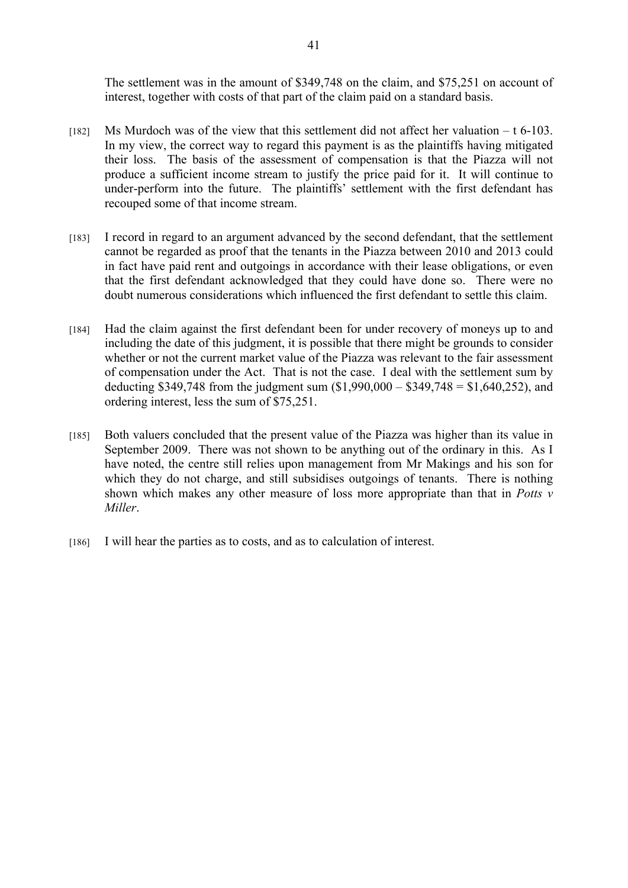The settlement was in the amount of $349,748 on the claim, and $75,251 on account of interest, together with costs of that part of the claim paid on a standard basis.

[182] Ms Murdoch was of the view that this settlement did not affect her valuation – t 6-103. In my view, the correct way to regard this payment is as the plaintiffs having mitigated their loss. The basis of the assessment of compensation is that the Piazza will not produce a sufficient income stream to justify the price paid for it. It will continue to under-perform into the future. The plaintiffs' settlement with the first defendant has recouped some of that income stream.

[183] I record in regard to an argument advanced by the second defendant, that the settlement cannot be regarded as proof that the tenants in the Piazza between 2010 and 2013 could in fact have paid rent and outgoings in accordance with their lease obligations, or even that the first defendant acknowledged that they could have done so. There were no doubt numerous considerations which influenced the first defendant to settle this claim.

[184] Had the claim against the first defendant been for under recovery of moneys up to and including the date of this judgment, it is possible that there might be grounds to consider whether or not the current market value of the Piazza was relevant to the fair assessment of compensation under the Act. That is not the case. I deal with the settlement sum by deducting $349,748 from the judgment sum ($1,990,000 – $349,748 = $1,640,252), and ordering interest, less the sum of $75,251.

[185] Both valuers concluded that the present value of the Piazza was higher than its value in September 2009. There was not shown to be anything out of the ordinary in this. As I have noted, the centre still relies upon management from Mr Makings and his son for which they do not charge, and still subsidises outgoings of tenants. There is nothing shown which makes any other measure of loss more appropriate than that in *Potts v Miller*.

[186] I will hear the parties as to costs, and as to calculation of interest.